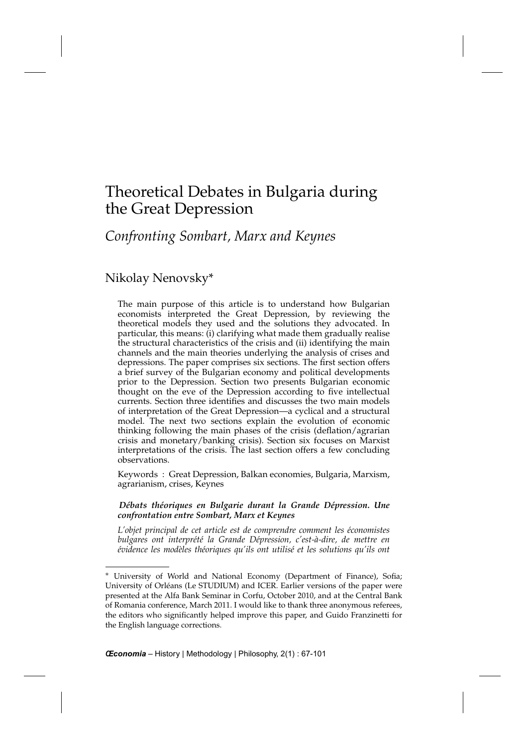# Theoretical Debates in Bulgaria during the Great Depression

## *Confronting Sombart, Marx and Keynes*

Nikolay Nenovsky*

The main purpose of this article is to understand how Bulgarian economists interpreted the Great Depression, by reviewing the theoretical models they used and the solutions they advocated. In particular, this means: (i) clarifying what made them gradually realise the structural characteristics of the crisis and (ii) identifying the main channels and the main theories underlying the analysis of crises and depressions. The paper comprises six sections. The first section offers a brief survey of the Bulgarian economy and political developments prior to the Depression. Section two presents Bulgarian economic thought on the eve of the Depression according to five intellectual currents. Section three identifies and discusses the two main models of interpretation of the Great Depression—a cyclical and a structural model. The next two sections explain the evolution of economic thinking following the main phases of the crisis (deflation/agrarian crisis and monetary/banking crisis). Section six focuses on Marxist interpretations of the crisis. The last section offers a few concluding observations.

Keywords : Great Depression, Balkan economies, Bulgaria, Marxism, agrarianism, crises, Keynes

***Débats théoriques en Bulgarie durant la Grande Dépression. Une confrontation entre Sombart, Marx et Keynes***

*L'objet principal de cet article est de comprendre comment les économistes bulgares ont interprété la Grande Dépression, c'est-à-dire, de mettre en évidence les modèles théoriques qu'ils ont utilisé et les solutions qu'ils ont*

---

\* University of World and National Economy (Department of Finance), Sofia; University of Orléans (Le STUDIUM) and ICER. Earlier versions of the paper were presented at the Alfa Bank Seminar in Corfu, October 2010, and at the Central Bank of Romania conference, March 2011. I would like to thank three anonymous referees, the editors who significantly helped improve this paper, and Guido Franzinetti for the English language corrections.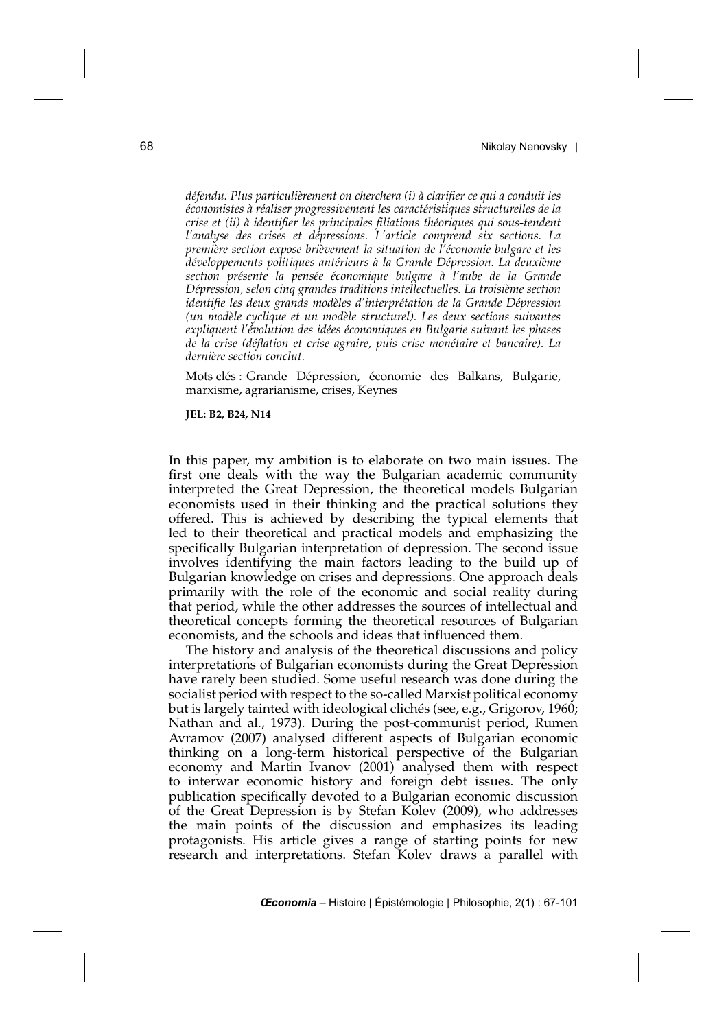*défendu. Plus particulièrement on cherchera (i) à clarifier ce qui a conduit les économistes à réaliser progressivement les caractéristiques structurelles de la crise et (ii) à identifier les principales filiations théoriques qui sous-tendent l'analyse des crises et dépressions. L'article comprend six sections. La première section expose brièvement la situation de l'économie bulgare et les développements politiques antérieurs à la Grande Dépression. La deuxième section présente la pensée économique bulgare à l'aube de la Grande Dépression, selon cinq grandes traditions intellectuelles. La troisième section identifie les deux grands modèles d'interprétation de la Grande Dépression (un modèle cyclique et un modèle structurel). Les deux sections suivantes expliquent l'évolution des idées économiques en Bulgarie suivant les phases de la crise (déflation et crise agraire, puis crise monétaire et bancaire). La dernière section conclut.*

Mots clés : Grande Dépression, économie des Balkans, Bulgarie, marxisme, agrarianisme, crises, Keynes

**JEL: B2, B24, N14**

In this paper, my ambition is to elaborate on two main issues. The first one deals with the way the Bulgarian academic community interpreted the Great Depression, the theoretical models Bulgarian economists used in their thinking and the practical solutions they offered. This is achieved by describing the typical elements that led to their theoretical and practical models and emphasizing the specifically Bulgarian interpretation of depression. The second issue involves identifying the main factors leading to the build up of Bulgarian knowledge on crises and depressions. One approach deals primarily with the role of the economic and social reality during that period, while the other addresses the sources of intellectual and theoretical concepts forming the theoretical resources of Bulgarian economists, and the schools and ideas that influenced them.

The history and analysis of the theoretical discussions and policy interpretations of Bulgarian economists during the Great Depression have rarely been studied. Some useful research was done during the socialist period with respect to the so-called Marxist political economy but is largely tainted with ideological clichés (see, e.g., Grigorov, 1960; Nathan and al., 1973). During the post-communist period, Rumen Avramov (2007) analysed different aspects of Bulgarian economic thinking on a long-term historical perspective of the Bulgarian economy and Martin Ivanov (2001) analysed them with respect to interwar economic history and foreign debt issues. The only publication specifically devoted to a Bulgarian economic discussion of the Great Depression is by Stefan Kolev (2009), who addresses the main points of the discussion and emphasizes its leading protagonists. His article gives a range of starting points for new research and interpretations. Stefan Kolev draws a parallel with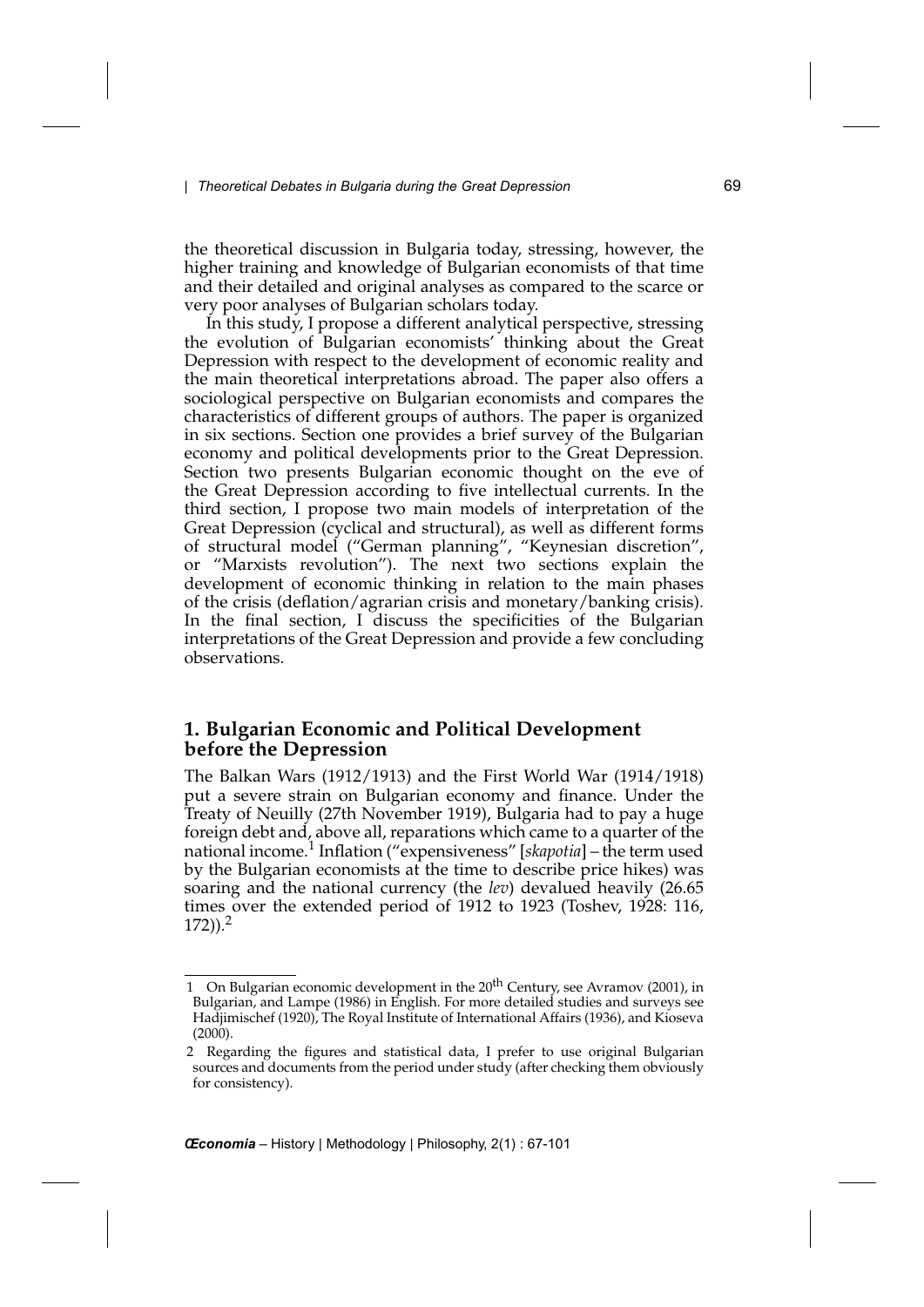the theoretical discussion in Bulgaria today, stressing, however, the higher training and knowledge of Bulgarian economists of that time and their detailed and original analyses as compared to the scarce or very poor analyses of Bulgarian scholars today.

In this study, I propose a different analytical perspective, stressing the evolution of Bulgarian economists' thinking about the Great Depression with respect to the development of economic reality and the main theoretical interpretations abroad. The paper also offers a sociological perspective on Bulgarian economists and compares the characteristics of different groups of authors. The paper is organized in six sections. Section one provides a brief survey of the Bulgarian economy and political developments prior to the Great Depression. Section two presents Bulgarian economic thought on the eve of the Great Depression according to five intellectual currents. In the third section, I propose two main models of interpretation of the Great Depression (cyclical and structural), as well as different forms of structural model ("German planning", "Keynesian discretion", or "Marxists revolution"). The next two sections explain the development of economic thinking in relation to the main phases of the crisis (deflation/agrarian crisis and monetary/banking crisis). In the final section, I discuss the specificities of the Bulgarian interpretations of the Great Depression and provide a few concluding observations.

## 1. Bulgarian Economic and Political Development before the Depression

The Balkan Wars (1912/1913) and the First World War (1914/1918) put a severe strain on Bulgarian economy and finance. Under the Treaty of Neuilly (27th November 1919), Bulgaria had to pay a huge foreign debt and, above all, reparations which came to a quarter of the national income.[1] Inflation ("expensiveness" [*skapotia*] – the term used by the Bulgarian economists at the time to describe price hikes) was soaring and the national currency (the *lev*) devalued heavily (26.65 times over the extended period of 1912 to 1923 (Toshev, 1928: 116, 172)).[2]

1 On Bulgarian economic development in the 20th Century, see Avramov (2001), in Bulgarian, and Lampe (1986) in English. For more detailed studies and surveys see Hadjimischef (1920), The Royal Institute of International Affairs (1936), and Kioseva (2000).

2 Regarding the figures and statistical data, I prefer to use original Bulgarian sources and documents from the period under study (after checking them obviously for consistency).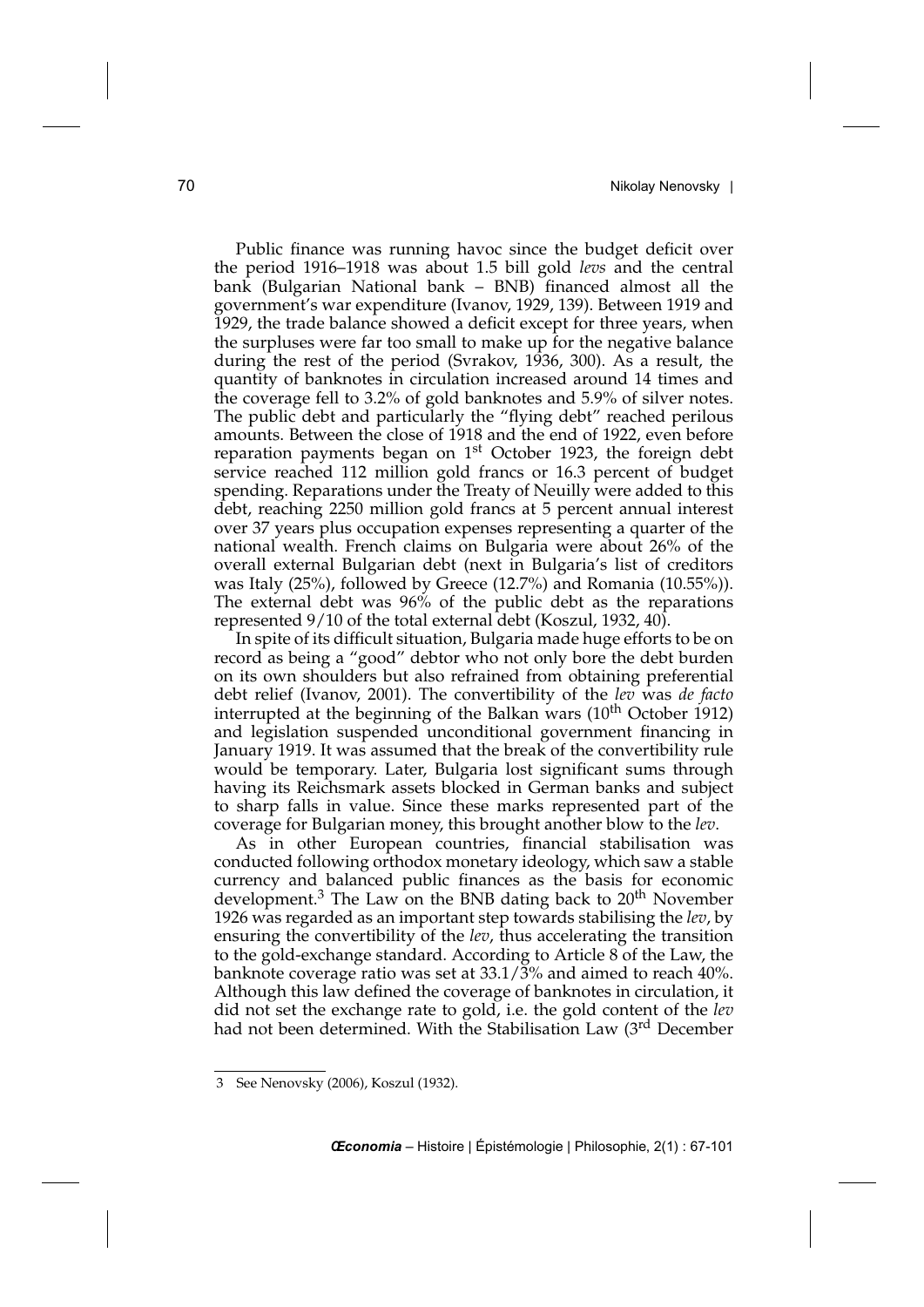Public finance was running havoc since the budget deficit over the period 1916–1918 was about 1.5 bill gold *levs* and the central bank (Bulgarian National bank – BNB) financed almost all the government's war expenditure (Ivanov, 1929, 139). Between 1919 and 1929, the trade balance showed a deficit except for three years, when the surpluses were far too small to make up for the negative balance during the rest of the period (Svrakov, 1936, 300). As a result, the quantity of banknotes in circulation increased around 14 times and the coverage fell to 3.2% of gold banknotes and 5.9% of silver notes. The public debt and particularly the "flying debt" reached perilous amounts. Between the close of 1918 and the end of 1922, even before reparation payments began on 1st October 1923, the foreign debt service reached 112 million gold francs or 16.3 percent of budget spending. Reparations under the Treaty of Neuilly were added to this debt, reaching 2250 million gold francs at 5 percent annual interest over 37 years plus occupation expenses representing a quarter of the national wealth. French claims on Bulgaria were about 26% of the overall external Bulgarian debt (next in Bulgaria's list of creditors was Italy (25%), followed by Greece (12.7%) and Romania (10.55%)). The external debt was 96% of the public debt as the reparations represented 9/10 of the total external debt (Koszul, 1932, 40).

In spite of its difficult situation, Bulgaria made huge efforts to be on record as being a "good" debtor who not only bore the debt burden on its own shoulders but also refrained from obtaining preferential debt relief (Ivanov, 2001). The convertibility of the *lev* was *de facto* interrupted at the beginning of the Balkan wars (10th October 1912) and legislation suspended unconditional government financing in January 1919. It was assumed that the break of the convertibility rule would be temporary. Later, Bulgaria lost significant sums through having its Reichsmark assets blocked in German banks and subject to sharp falls in value. Since these marks represented part of the coverage for Bulgarian money, this brought another blow to the *lev*.

As in other European countries, financial stabilisation was conducted following orthodox monetary ideology, which saw a stable currency and balanced public finances as the basis for economic development.[3] The Law on the BNB dating back to 20th November 1926 was regarded as an important step towards stabilising the *lev*, by ensuring the convertibility of the *lev*, thus accelerating the transition to the gold-exchange standard. According to Article 8 of the Law, the banknote coverage ratio was set at 33.1/3% and aimed to reach 40%. Although this law defined the coverage of banknotes in circulation, it did not set the exchange rate to gold, i.e. the gold content of the *lev* had not been determined. With the Stabilisation Law (3rd December

---

3 See Nenovsky (2006), Koszul (1932).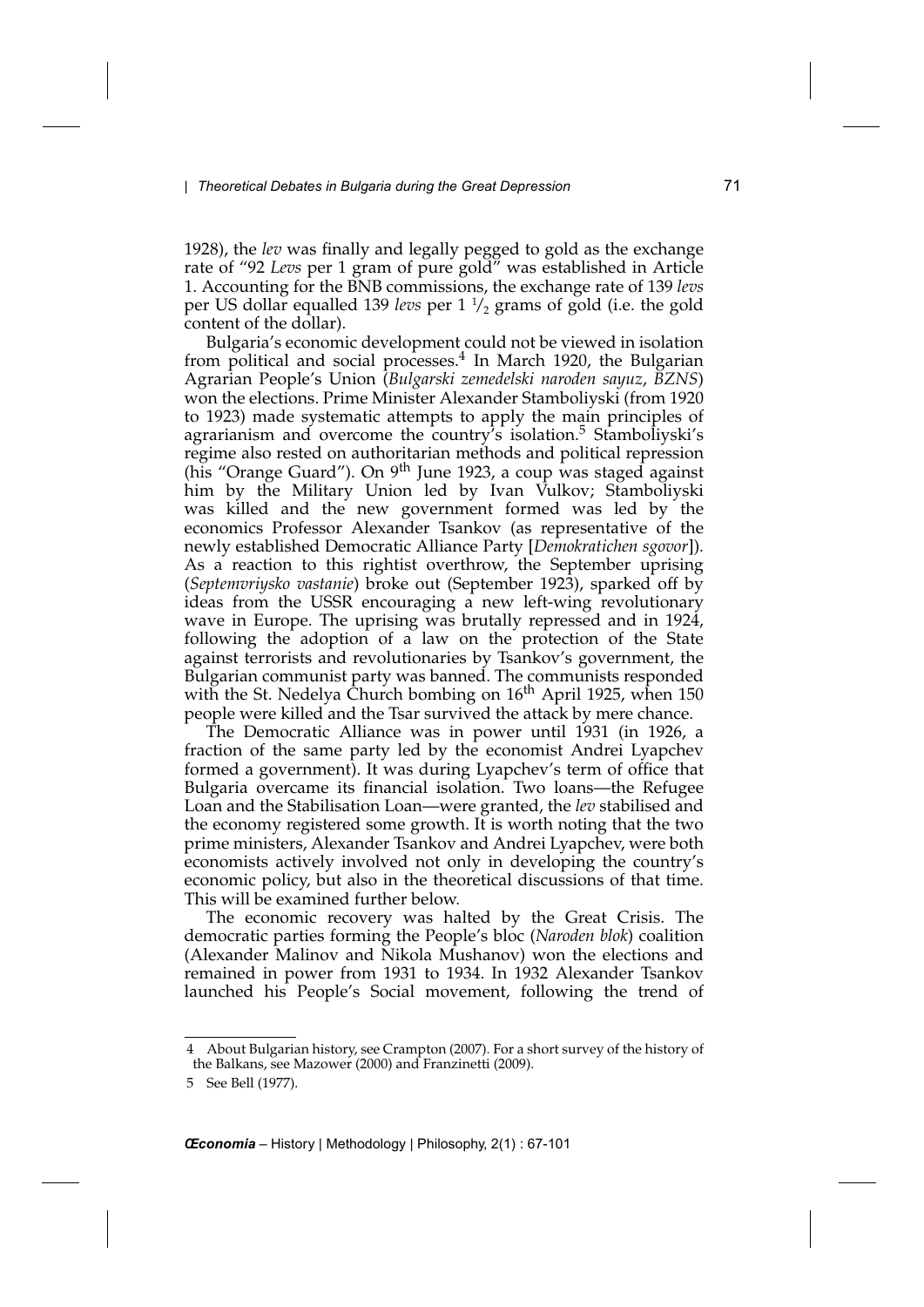1928), the *lev* was finally and legally pegged to gold as the exchange rate of "92 *Levs* per 1 gram of pure gold" was established in Article 1. Accounting for the BNB commissions, the exchange rate of 139 *levs* per US dollar equalled 139 *levs* per 1 $^{1}/_{2}$ grams of gold (i.e. the gold content of the dollar).

Bulgaria's economic development could not be viewed in isolation from political and social processes.[4] In March 1920, the Bulgarian Agrarian People's Union (*Bulgarski zemedelski naroden sayuz*, *BZNS*) won the elections. Prime Minister Alexander Stamboliyski (from 1920 to 1923) made systematic attempts to apply the main principles of agrarianism and overcome the country's isolation.[5] Stamboliyski's regime also rested on authoritarian methods and political repression (his "Orange Guard"). On 9[th] June 1923, a coup was staged against him by the Military Union led by Ivan Vulkov; Stamboliyski was killed and the new government formed was led by the economics Professor Alexander Tsankov (as representative of the newly established Democratic Alliance Party [*Demokratichen sgovor*]). As a reaction to this rightist overthrow, the September uprising (*Septemvriysko vastanie*) broke out (September 1923), sparked off by ideas from the USSR encouraging a new left-wing revolutionary wave in Europe. The uprising was brutally repressed and in 1924, following the adoption of a law on the protection of the State against terrorists and revolutionaries by Tsankov's government, the Bulgarian communist party was banned. The communists responded with the St. Nedelya Church bombing on 16[th] April 1925, when 150 people were killed and the Tsar survived the attack by mere chance.

The Democratic Alliance was in power until 1931 (in 1926, a fraction of the same party led by the economist Andrei Lyapchev formed a government). It was during Lyapchev's term of office that Bulgaria overcame its financial isolation. Two loans—the Refugee Loan and the Stabilisation Loan—were granted, the *lev* stabilised and the economy registered some growth. It is worth noting that the two prime ministers, Alexander Tsankov and Andrei Lyapchev, were both economists actively involved not only in developing the country's economic policy, but also in the theoretical discussions of that time. This will be examined further below.

The economic recovery was halted by the Great Crisis. The democratic parties forming the People's bloc (*Naroden blok*) coalition (Alexander Malinov and Nikola Mushanov) won the elections and remained in power from 1931 to 1934. In 1932 Alexander Tsankov launched his People's Social movement, following the trend of

---

4 About Bulgarian history, see Crampton (2007). For a short survey of the history of the Balkans, see Mazower (2000) and Franzinetti (2009).

5 See Bell (1977).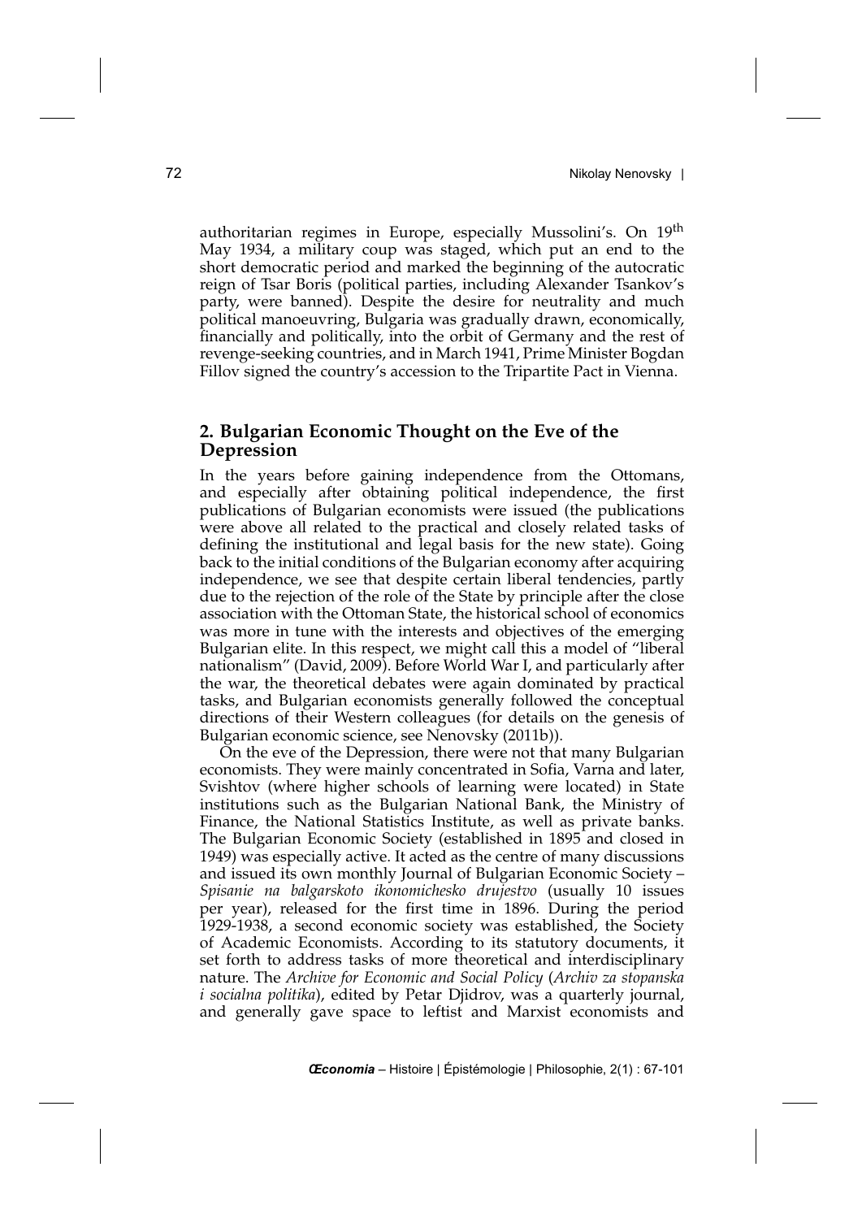authoritarian regimes in Europe, especially Mussolini's. On 19th May 1934, a military coup was staged, which put an end to the short democratic period and marked the beginning of the autocratic reign of Tsar Boris (political parties, including Alexander Tsankov's party, were banned). Despite the desire for neutrality and much political manoeuvring, Bulgaria was gradually drawn, economically, financially and politically, into the orbit of Germany and the rest of revenge-seeking countries, and in March 1941, Prime Minister Bogdan Fillov signed the country's accession to the Tripartite Pact in Vienna.

## 2. Bulgarian Economic Thought on the Eve of the Depression

In the years before gaining independence from the Ottomans, and especially after obtaining political independence, the first publications of Bulgarian economists were issued (the publications were above all related to the practical and closely related tasks of defining the institutional and legal basis for the new state). Going back to the initial conditions of the Bulgarian economy after acquiring independence, we see that despite certain liberal tendencies, partly due to the rejection of the role of the State by principle after the close association with the Ottoman State, the historical school of economics was more in tune with the interests and objectives of the emerging Bulgarian elite. In this respect, we might call this a model of "liberal nationalism" (David, 2009). Before World War I, and particularly after the war, the theoretical debates were again dominated by practical tasks, and Bulgarian economists generally followed the conceptual directions of their Western colleagues (for details on the genesis of Bulgarian economic science, see Nenovsky (2011b)).

On the eve of the Depression, there were not that many Bulgarian economists. They were mainly concentrated in Sofia, Varna and later, Svishtov (where higher schools of learning were located) in State institutions such as the Bulgarian National Bank, the Ministry of Finance, the National Statistics Institute, as well as private banks. The Bulgarian Economic Society (established in 1895 and closed in 1949) was especially active. It acted as the centre of many discussions and issued its own monthly Journal of Bulgarian Economic Society – *Spisanie na balgarskoto ikonomichesko drujestvo* (usually 10 issues per year), released for the first time in 1896. During the period 1929-1938, a second economic society was established, the Society of Academic Economists. According to its statutory documents, it set forth to address tasks of more theoretical and interdisciplinary nature. The *Archive for Economic and Social Policy* (*Archiv za stopanska i socialna politika*), edited by Petar Djidrov, was a quarterly journal, and generally gave space to leftist and Marxist economists and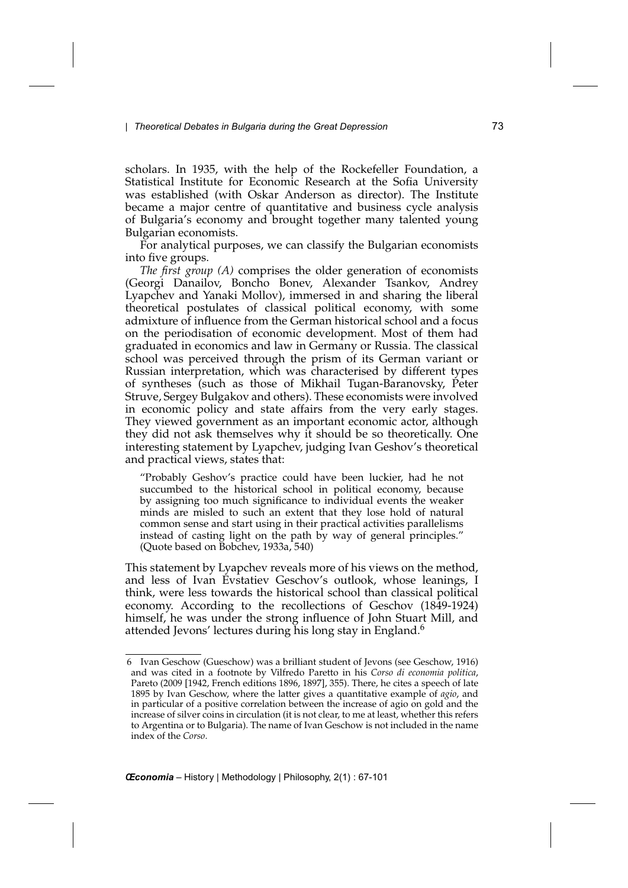scholars. In 1935, with the help of the Rockefeller Foundation, a Statistical Institute for Economic Research at the Sofia University was established (with Oskar Anderson as director). The Institute became a major centre of quantitative and business cycle analysis of Bulgaria's economy and brought together many talented young Bulgarian economists.

For analytical purposes, we can classify the Bulgarian economists into five groups.

*The first group (A)* comprises the older generation of economists (Georgi Danailov, Boncho Bonev, Alexander Tsankov, Andrey Lyapchev and Yanaki Mollov), immersed in and sharing the liberal theoretical postulates of classical political economy, with some admixture of influence from the German historical school and a focus on the periodisation of economic development. Most of them had graduated in economics and law in Germany or Russia. The classical school was perceived through the prism of its German variant or Russian interpretation, which was characterised by different types of syntheses (such as those of Mikhail Tugan-Baranovsky, Peter Struve, Sergey Bulgakov and others). These economists were involved in economic policy and state affairs from the very early stages. They viewed government as an important economic actor, although they did not ask themselves why it should be so theoretically. One interesting statement by Lyapchev, judging Ivan Geshov's theoretical and practical views, states that:

> "Probably Geshov's practice could have been luckier, had he not succumbed to the historical school in political economy, because by assigning too much significance to individual events the weaker minds are misled to such an extent that they lose hold of natural common sense and start using in their practical activities parallelisms instead of casting light on the path by way of general principles." (Quote based on Bobchev, 1933a, 540)

This statement by Lyapchev reveals more of his views on the method, and less of Ivan Evstatiev Geschov's outlook, whose leanings, I think, were less towards the historical school than classical political economy. According to the recollections of Geschov (1849-1924) himself, he was under the strong influence of John Stuart Mill, and attended Jevons' lectures during his long stay in England.[6]

---

6 Ivan Geschow (Gueschow) was a brilliant student of Jevons (see Geschow, 1916) and was cited in a footnote by Vilfredo Paretto in his *Corso di economia politica*, Pareto (2009 [1942, French editions 1896, 1897], 355). There, he cites a speech of late 1895 by Ivan Geschow, where the latter gives a quantitative example of *agio*, and in particular of a positive correlation between the increase of agio on gold and the increase of silver coins in circulation (it is not clear, to me at least, whether this refers to Argentina or to Bulgaria). The name of Ivan Geschow is not included in the name index of the *Corso*.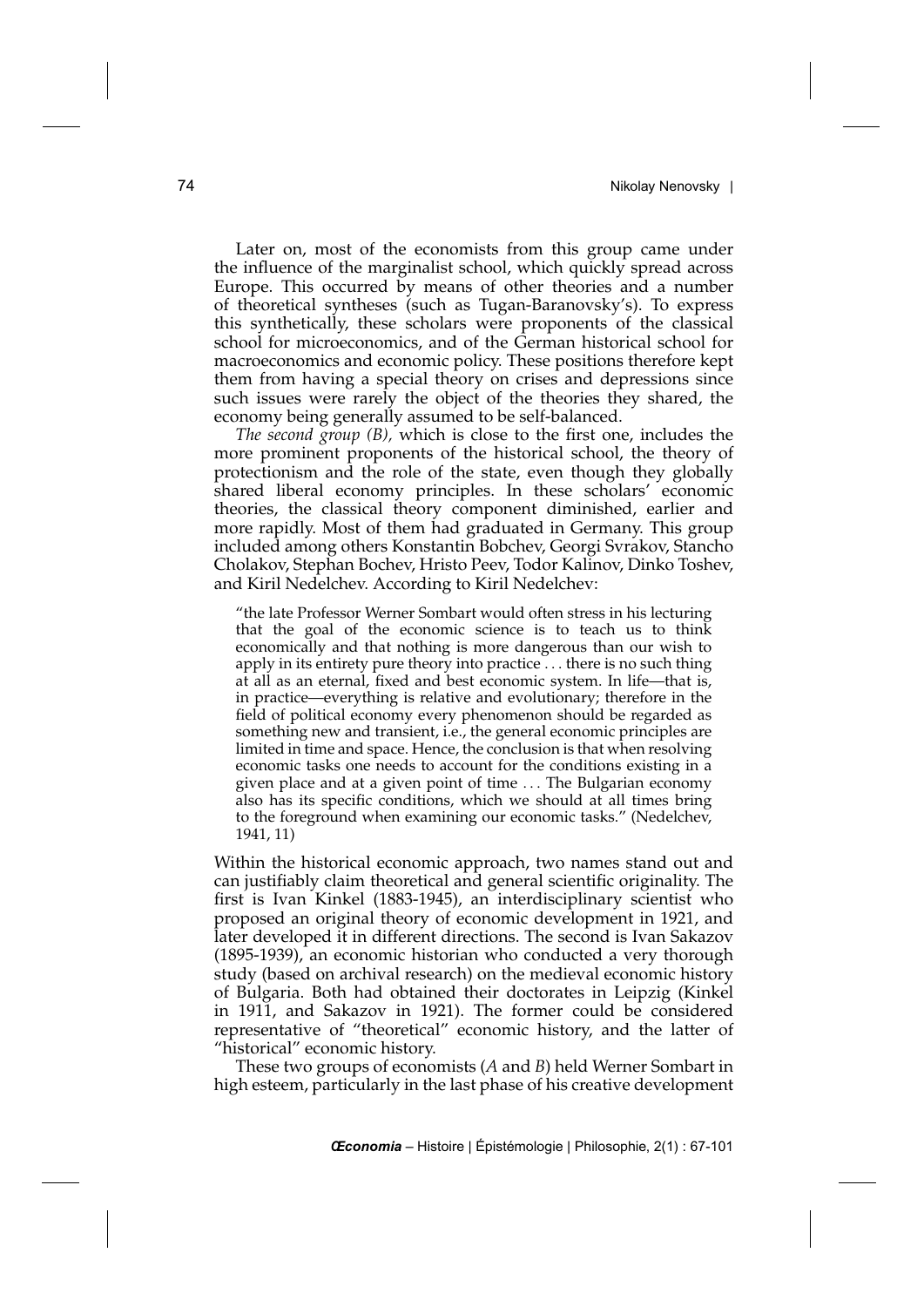Later on, most of the economists from this group came under the influence of the marginalist school, which quickly spread across Europe. This occurred by means of other theories and a number of theoretical syntheses (such as Tugan-Baranovsky's). To express this synthetically, these scholars were proponents of the classical school for microeconomics, and of the German historical school for macroeconomics and economic policy. These positions therefore kept them from having a special theory on crises and depressions since such issues were rarely the object of the theories they shared, the economy being generally assumed to be self-balanced.

*The second group (B),* which is close to the first one, includes the more prominent proponents of the historical school, the theory of protectionism and the role of the state, even though they globally shared liberal economy principles. In these scholars' economic theories, the classical theory component diminished, earlier and more rapidly. Most of them had graduated in Germany. This group included among others Konstantin Bobchev, Georgi Svrakov, Stancho Cholakov, Stephan Bochev, Hristo Peev, Todor Kalinov, Dinko Toshev, and Kiril Nedelchev. According to Kiril Nedelchev:

> "the late Professor Werner Sombart would often stress in his lecturing that the goal of the economic science is to teach us to think economically and that nothing is more dangerous than our wish to apply in its entirety pure theory into practice . . . there is no such thing at all as an eternal, fixed and best economic system. In life—that is, in practice—everything is relative and evolutionary; therefore in the field of political economy every phenomenon should be regarded as something new and transient, i.e., the general economic principles are limited in time and space. Hence, the conclusion is that when resolving economic tasks one needs to account for the conditions existing in a given place and at a given point of time . . . The Bulgarian economy also has its specific conditions, which we should at all times bring to the foreground when examining our economic tasks." (Nedelchev, 1941, 11)

Within the historical economic approach, two names stand out and can justifiably claim theoretical and general scientific originality. The first is Ivan Kinkel (1883-1945), an interdisciplinary scientist who proposed an original theory of economic development in 1921, and later developed it in different directions. The second is Ivan Sakazov (1895-1939), an economic historian who conducted a very thorough study (based on archival research) on the medieval economic history of Bulgaria. Both had obtained their doctorates in Leipzig (Kinkel in 1911, and Sakazov in 1921). The former could be considered representative of "theoretical" economic history, and the latter of "historical" economic history.

These two groups of economists (*A* and *B*) held Werner Sombart in high esteem, particularly in the last phase of his creative development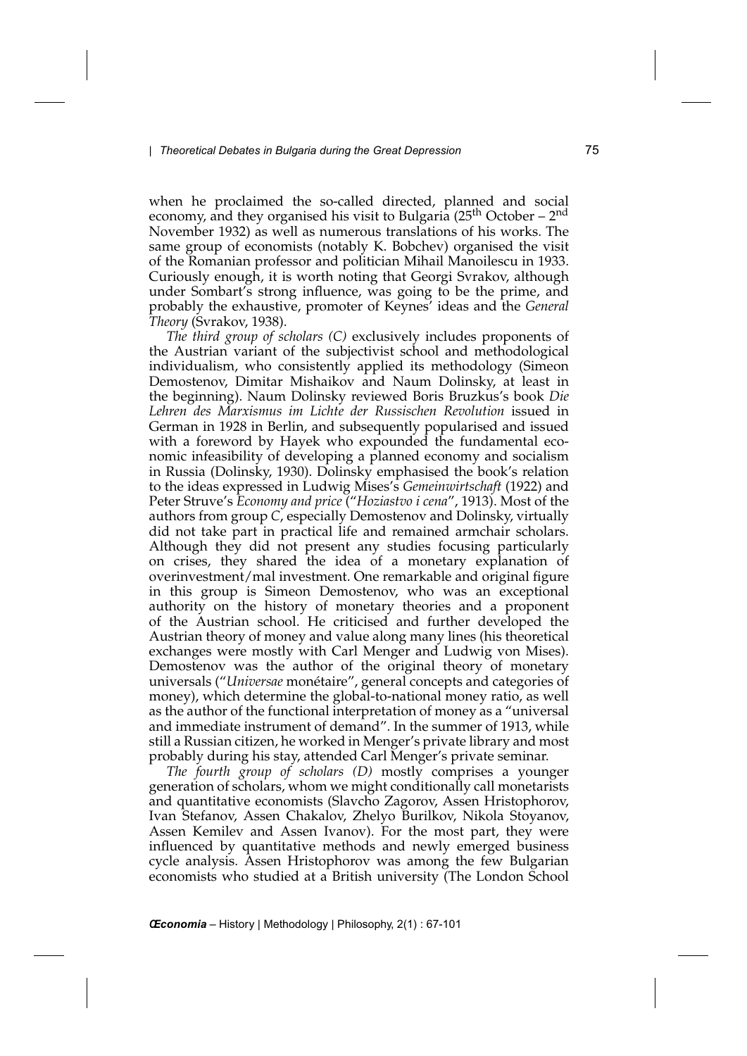when he proclaimed the so-called directed, planned and social economy, and they organised his visit to Bulgaria (25th October – 2nd November 1932) as well as numerous translations of his works. The same group of economists (notably K. Bobchev) organised the visit of the Romanian professor and politician Mihail Manoilescu in 1933. Curiously enough, it is worth noting that Georgi Svrakov, although under Sombart's strong influence, was going to be the prime, and probably the exhaustive, promoter of Keynes' ideas and the *General Theory* (Svrakov, 1938).

*The third group of scholars (C)* exclusively includes proponents of the Austrian variant of the subjectivist school and methodological individualism, who consistently applied its methodology (Simeon Demostenov, Dimitar Mishaikov and Naum Dolinsky, at least in the beginning). Naum Dolinsky reviewed Boris Bruzkus's book *Die Lehren des Marxismus im Lichte der Russischen Revolution* issued in German in 1928 in Berlin, and subsequently popularised and issued with a foreword by Hayek who expounded the fundamental economic infeasibility of developing a planned economy and socialism in Russia (Dolinsky, 1930). Dolinsky emphasised the book's relation to the ideas expressed in Ludwig Mises's *Gemeinwirtschaft* (1922) and Peter Struve's *Economy and price* ("*Hoziastvo i cena*", 1913). Most of the authors from group *C*, especially Demostenov and Dolinsky, virtually did not take part in practical life and remained armchair scholars. Although they did not present any studies focusing particularly on crises, they shared the idea of a monetary explanation of overinvestment/mal investment. One remarkable and original figure in this group is Simeon Demostenov, who was an exceptional authority on the history of monetary theories and a proponent of the Austrian school. He criticised and further developed the Austrian theory of money and value along many lines (his theoretical exchanges were mostly with Carl Menger and Ludwig von Mises). Demostenov was the author of the original theory of monetary universals ("*Universae* monétaire", general concepts and categories of money), which determine the global-to-national money ratio, as well as the author of the functional interpretation of money as a "universal and immediate instrument of demand". In the summer of 1913, while still a Russian citizen, he worked in Menger's private library and most probably during his stay, attended Carl Menger's private seminar.

*The fourth group of scholars (D)* mostly comprises a younger generation of scholars, whom we might conditionally call monetarists and quantitative economists (Slavcho Zagorov, Assen Hristophorov, Ivan Stefanov, Assen Chakalov, Zhelyo Burilkov, Nikola Stoyanov, Assen Kemilev and Assen Ivanov). For the most part, they were influenced by quantitative methods and newly emerged business cycle analysis. Assen Hristophorov was among the few Bulgarian economists who studied at a British university (The London School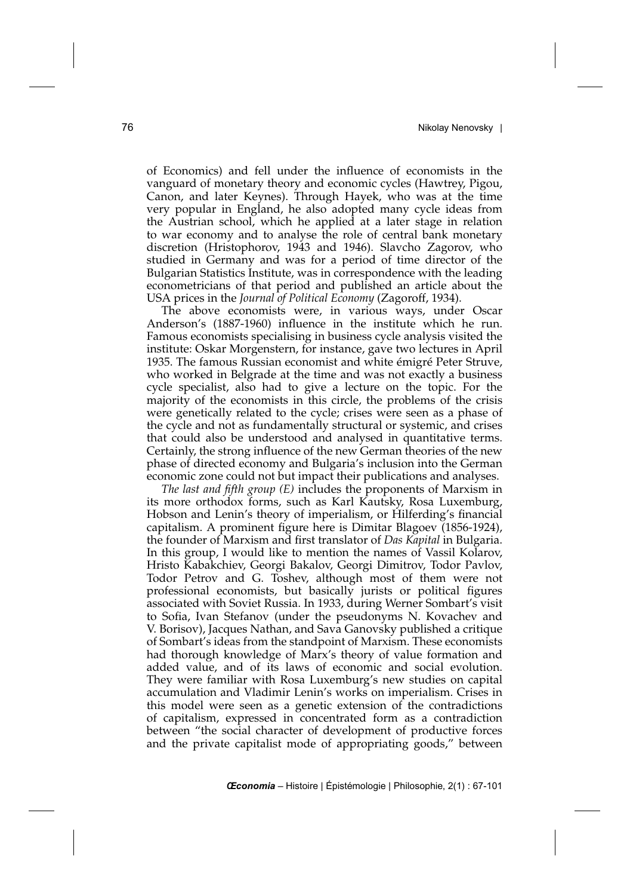of Economics) and fell under the influence of economists in the vanguard of monetary theory and economic cycles (Hawtrey, Pigou, Canon, and later Keynes). Through Hayek, who was at the time very popular in England, he also adopted many cycle ideas from the Austrian school, which he applied at a later stage in relation to war economy and to analyse the role of central bank monetary discretion (Hristophorov, 1943 and 1946). Slavcho Zagorov, who studied in Germany and was for a period of time director of the Bulgarian Statistics Institute, was in correspondence with the leading econometricians of that period and published an article about the USA prices in the *Journal of Political Economy* (Zagoroff, 1934).

The above economists were, in various ways, under Oscar Anderson's (1887-1960) influence in the institute which he run. Famous economists specialising in business cycle analysis visited the institute: Oskar Morgenstern, for instance, gave two lectures in April 1935. The famous Russian economist and white émigré Peter Struve, who worked in Belgrade at the time and was not exactly a business cycle specialist, also had to give a lecture on the topic. For the majority of the economists in this circle, the problems of the crisis were genetically related to the cycle; crises were seen as a phase of the cycle and not as fundamentally structural or systemic, and crises that could also be understood and analysed in quantitative terms. Certainly, the strong influence of the new German theories of the new phase of directed economy and Bulgaria's inclusion into the German economic zone could not but impact their publications and analyses.

*The last and fifth group (E)* includes the proponents of Marxism in its more orthodox forms, such as Karl Kautsky, Rosa Luxemburg, Hobson and Lenin's theory of imperialism, or Hilferding's financial capitalism. A prominent figure here is Dimitar Blagoev (1856-1924), the founder of Marxism and first translator of *Das Kapital* in Bulgaria. In this group, I would like to mention the names of Vassil Kolarov, Hristo Kabakchiev, Georgi Bakalov, Georgi Dimitrov, Todor Pavlov, Todor Petrov and G. Toshev, although most of them were not professional economists, but basically jurists or political figures associated with Soviet Russia. In 1933, during Werner Sombart's visit to Sofia, Ivan Stefanov (under the pseudonyms N. Kovachev and V. Borisov), Jacques Nathan, and Sava Ganovsky published a critique of Sombart's ideas from the standpoint of Marxism. These economists had thorough knowledge of Marx's theory of value formation and added value, and of its laws of economic and social evolution. They were familiar with Rosa Luxemburg's new studies on capital accumulation and Vladimir Lenin's works on imperialism. Crises in this model were seen as a genetic extension of the contradictions of capitalism, expressed in concentrated form as a contradiction between "the social character of development of productive forces and the private capitalist mode of appropriating goods," between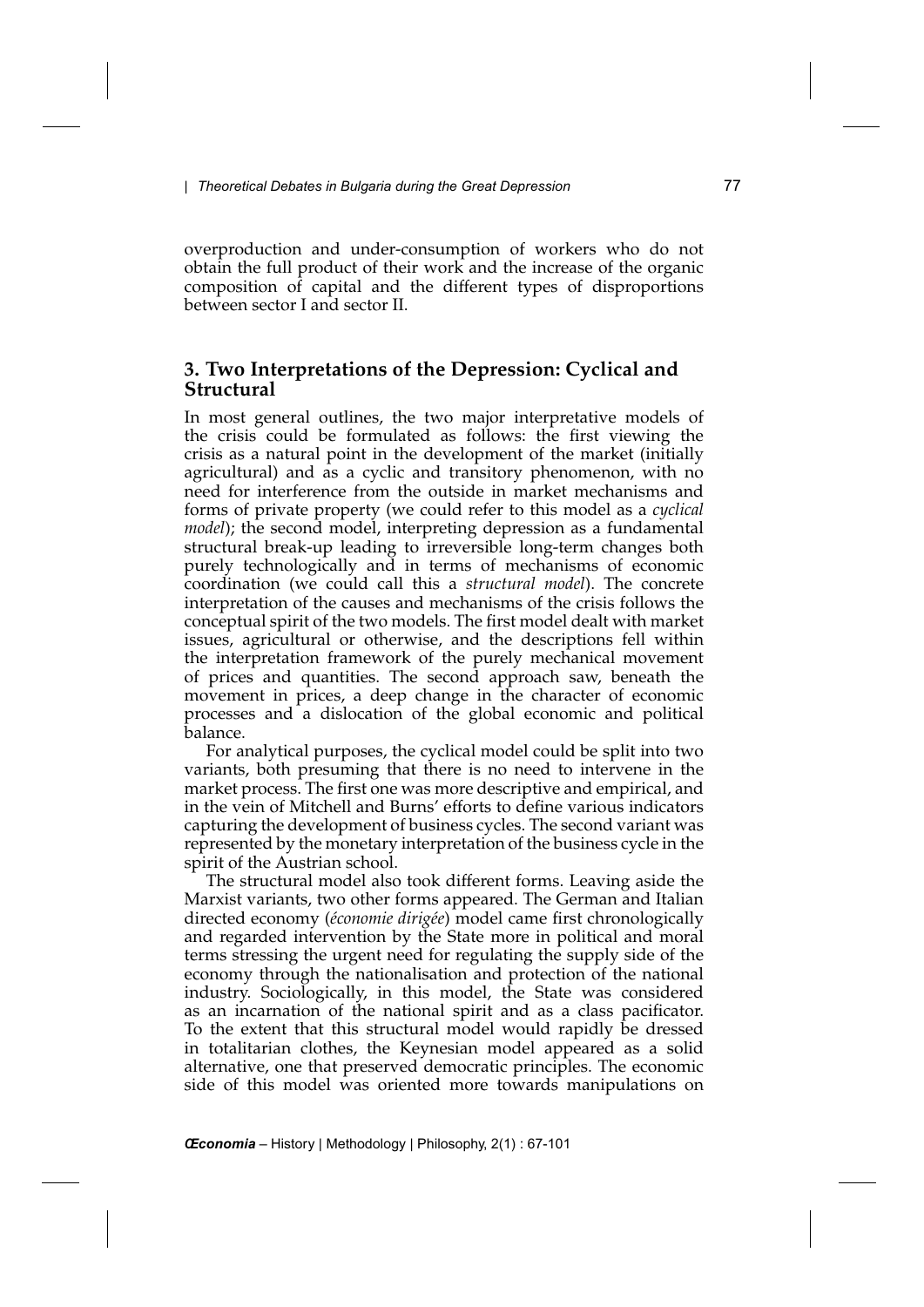overproduction and under-consumption of workers who do not obtain the full product of their work and the increase of the organic composition of capital and the different types of disproportions between sector I and sector II.

## 3. Two Interpretations of the Depression: Cyclical and Structural

In most general outlines, the two major interpretative models of the crisis could be formulated as follows: the first viewing the crisis as a natural point in the development of the market (initially agricultural) and as a cyclic and transitory phenomenon, with no need for interference from the outside in market mechanisms and forms of private property (we could refer to this model as a *cyclical model*); the second model, interpreting depression as a fundamental structural break-up leading to irreversible long-term changes both purely technologically and in terms of mechanisms of economic coordination (we could call this a *structural model*). The concrete interpretation of the causes and mechanisms of the crisis follows the conceptual spirit of the two models. The first model dealt with market issues, agricultural or otherwise, and the descriptions fell within the interpretation framework of the purely mechanical movement of prices and quantities. The second approach saw, beneath the movement in prices, a deep change in the character of economic processes and a dislocation of the global economic and political balance.

For analytical purposes, the cyclical model could be split into two variants, both presuming that there is no need to intervene in the market process. The first one was more descriptive and empirical, and in the vein of Mitchell and Burns' efforts to define various indicators capturing the development of business cycles. The second variant was represented by the monetary interpretation of the business cycle in the spirit of the Austrian school.

The structural model also took different forms. Leaving aside the Marxist variants, two other forms appeared. The German and Italian directed economy (*économie dirigée*) model came first chronologically and regarded intervention by the State more in political and moral terms stressing the urgent need for regulating the supply side of the economy through the nationalisation and protection of the national industry. Sociologically, in this model, the State was considered as an incarnation of the national spirit and as a class pacificator. To the extent that this structural model would rapidly be dressed in totalitarian clothes, the Keynesian model appeared as a solid alternative, one that preserved democratic principles. The economic side of this model was oriented more towards manipulations on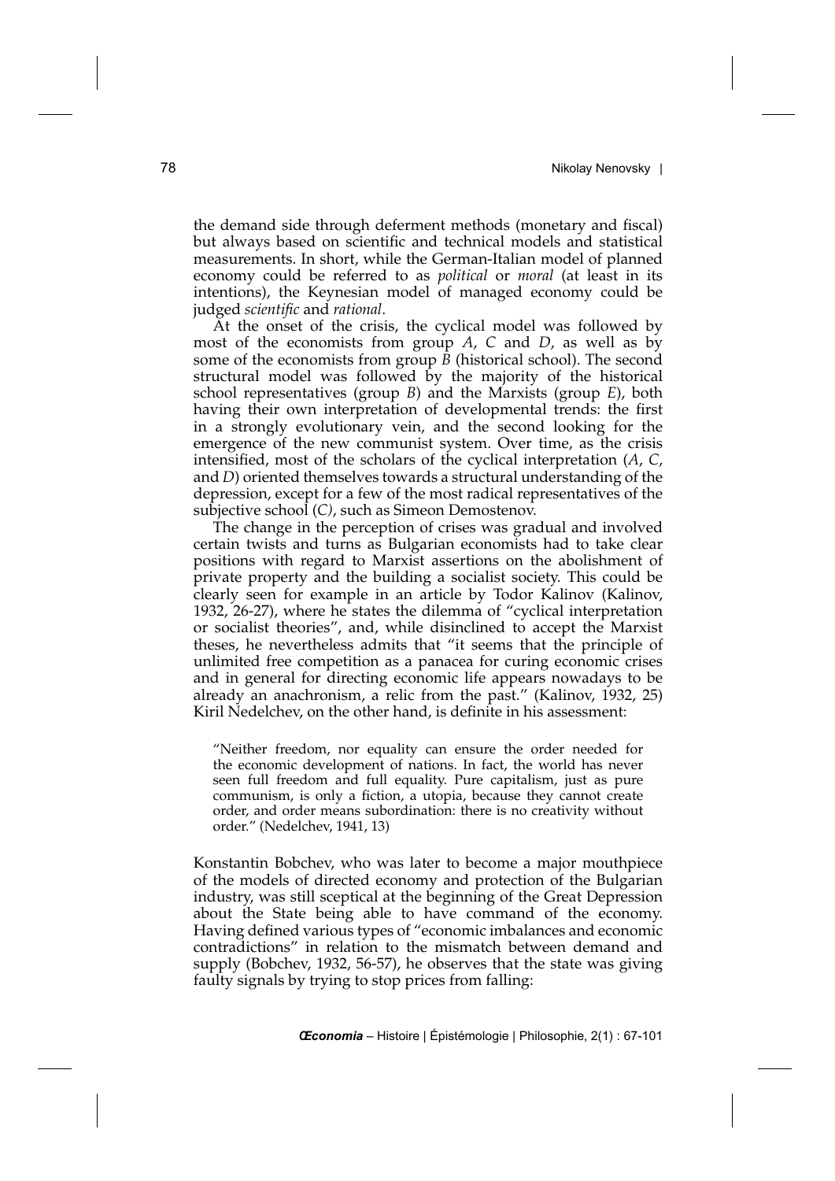the demand side through deferment methods (monetary and fiscal) but always based on scientific and technical models and statistical measurements. In short, while the German-Italian model of planned economy could be referred to as *political* or *moral* (at least in its intentions), the Keynesian model of managed economy could be judged *scientific* and *rational*.

At the onset of the crisis, the cyclical model was followed by most of the economists from group *A*, *C* and *D*, as well as by some of the economists from group *B* (historical school). The second structural model was followed by the majority of the historical school representatives (group *B*) and the Marxists (group *E*), both having their own interpretation of developmental trends: the first in a strongly evolutionary vein, and the second looking for the emergence of the new communist system. Over time, as the crisis intensified, most of the scholars of the cyclical interpretation (*A*, *C*, and *D*) oriented themselves towards a structural understanding of the depression, except for a few of the most radical representatives of the subjective school (*C)*, such as Simeon Demostenov.

The change in the perception of crises was gradual and involved certain twists and turns as Bulgarian economists had to take clear positions with regard to Marxist assertions on the abolishment of private property and the building a socialist society. This could be clearly seen for example in an article by Todor Kalinov (Kalinov, 1932, 26-27), where he states the dilemma of "cyclical interpretation or socialist theories", and, while disinclined to accept the Marxist theses, he nevertheless admits that "it seems that the principle of unlimited free competition as a panacea for curing economic crises and in general for directing economic life appears nowadays to be already an anachronism, a relic from the past." (Kalinov, 1932, 25) Kiril Nedelchev, on the other hand, is definite in his assessment:

> "Neither freedom, nor equality can ensure the order needed for the economic development of nations. In fact, the world has never seen full freedom and full equality. Pure capitalism, just as pure communism, is only a fiction, a utopia, because they cannot create order, and order means subordination: there is no creativity without order." (Nedelchev, 1941, 13)

Konstantin Bobchev, who was later to become a major mouthpiece of the models of directed economy and protection of the Bulgarian industry, was still sceptical at the beginning of the Great Depression about the State being able to have command of the economy. Having defined various types of "economic imbalances and economic contradictions" in relation to the mismatch between demand and supply (Bobchev, 1932, 56-57), he observes that the state was giving faulty signals by trying to stop prices from falling: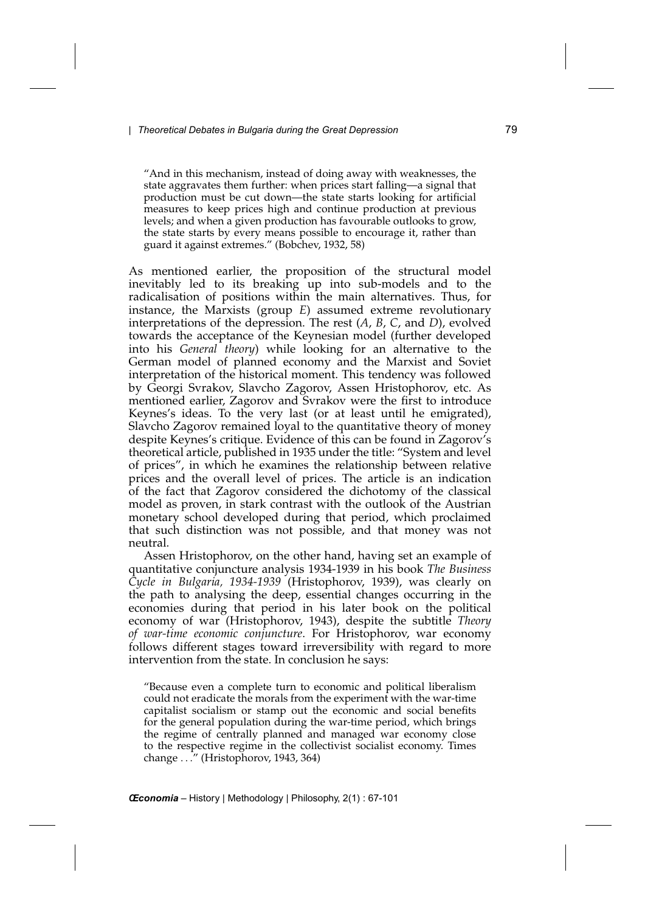> "And in this mechanism, instead of doing away with weaknesses, the state aggravates them further: when prices start falling—a signal that production must be cut down—the state starts looking for artificial measures to keep prices high and continue production at previous levels; and when a given production has favourable outlooks to grow, the state starts by every means possible to encourage it, rather than guard it against extremes." (Bobchev, 1932, 58)

As mentioned earlier, the proposition of the structural model inevitably led to its breaking up into sub-models and to the radicalisation of positions within the main alternatives. Thus, for instance, the Marxists (group *E*) assumed extreme revolutionary interpretations of the depression. The rest (*A*, *B*, *C*, and *D*), evolved towards the acceptance of the Keynesian model (further developed into his *General theory*) while looking for an alternative to the German model of planned economy and the Marxist and Soviet interpretation of the historical moment. This tendency was followed by Georgi Svrakov, Slavcho Zagorov, Assen Hristophorov, etc. As mentioned earlier, Zagorov and Svrakov were the first to introduce Keynes's ideas. To the very last (or at least until he emigrated), Slavcho Zagorov remained loyal to the quantitative theory of money despite Keynes's critique. Evidence of this can be found in Zagorov's theoretical article, published in 1935 under the title: "System and level of prices", in which he examines the relationship between relative prices and the overall level of prices. The article is an indication of the fact that Zagorov considered the dichotomy of the classical model as proven, in stark contrast with the outlook of the Austrian monetary school developed during that period, which proclaimed that such distinction was not possible, and that money was not neutral.

Assen Hristophorov, on the other hand, having set an example of quantitative conjuncture analysis 1934-1939 in his book *The Business Cycle in Bulgaria, 1934-1939* (Hristophorov, 1939), was clearly on the path to analysing the deep, essential changes occurring in the economies during that period in his later book on the political economy of war (Hristophorov, 1943), despite the subtitle *Theory of war-time economic conjuncture*. For Hristophorov, war economy follows different stages toward irreversibility with regard to more intervention from the state. In conclusion he says:

> "Because even a complete turn to economic and political liberalism could not eradicate the morals from the experiment with the war-time capitalist socialism or stamp out the economic and social benefits for the general population during the war-time period, which brings the regime of centrally planned and managed war economy close to the respective regime in the collectivist socialist economy. Times change . . ." (Hristophorov, 1943, 364)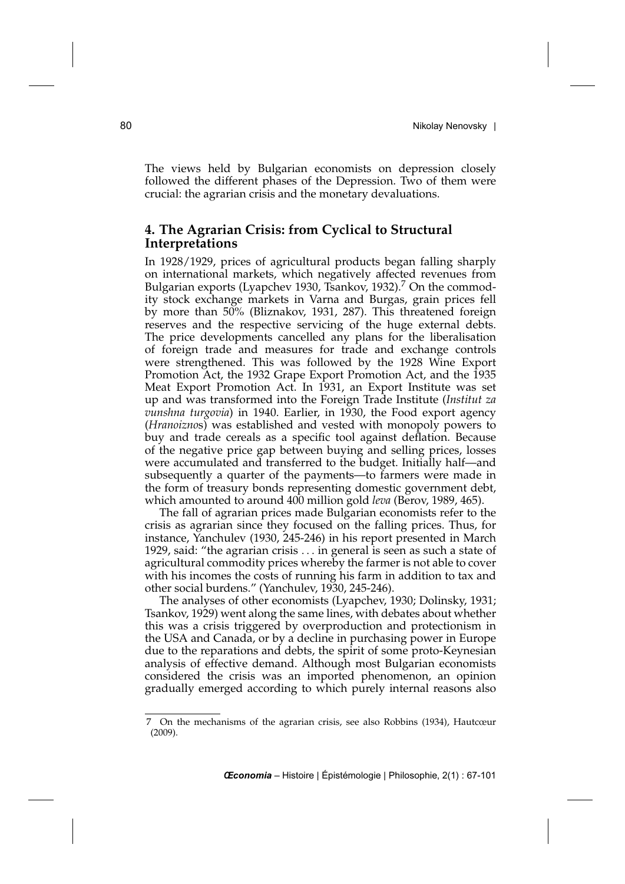The views held by Bulgarian economists on depression closely followed the different phases of the Depression. Two of them were crucial: the agrarian crisis and the monetary devaluations.

## 4. The Agrarian Crisis: from Cyclical to Structural Interpretations

In 1928/1929, prices of agricultural products began falling sharply on international markets, which negatively affected revenues from Bulgarian exports (Lyapchev 1930, Tsankov, 1932).[7] On the commodity stock exchange markets in Varna and Burgas, grain prices fell by more than 50% (Bliznakov, 1931, 287). This threatened foreign reserves and the respective servicing of the huge external debts. The price developments cancelled any plans for the liberalisation of foreign trade and measures for trade and exchange controls were strengthened. This was followed by the 1928 Wine Export Promotion Act, the 1932 Grape Export Promotion Act, and the 1935 Meat Export Promotion Act. In 1931, an Export Institute was set up and was transformed into the Foreign Trade Institute (*Institut za vunshna turgovia*) in 1940. Earlier, in 1930, the Food export agency (*Hranoiznos*) was established and vested with monopoly powers to buy and trade cereals as a specific tool against deflation. Because of the negative price gap between buying and selling prices, losses were accumulated and transferred to the budget. Initially half—and subsequently a quarter of the payments—to farmers were made in the form of treasury bonds representing domestic government debt, which amounted to around 400 million gold *leva* (Berov, 1989, 465).

The fall of agrarian prices made Bulgarian economists refer to the crisis as agrarian since they focused on the falling prices. Thus, for instance, Yanchulev (1930, 245-246) in his report presented in March 1929, said: "the agrarian crisis ... in general is seen as such a state of agricultural commodity prices whereby the farmer is not able to cover with his incomes the costs of running his farm in addition to tax and other social burdens." (Yanchulev, 1930, 245-246).

The analyses of other economists (Lyapchev, 1930; Dolinsky, 1931; Tsankov, 1929) went along the same lines, with debates about whether this was a crisis triggered by overproduction and protectionism in the USA and Canada, or by a decline in purchasing power in Europe due to the reparations and debts, the spirit of some proto-Keynesian analysis of effective demand. Although most Bulgarian economists considered the crisis was an imported phenomenon, an opinion gradually emerged according to which purely internal reasons also

---

7 On the mechanisms of the agrarian crisis, see also Robbins (1934), Hautcœur (2009).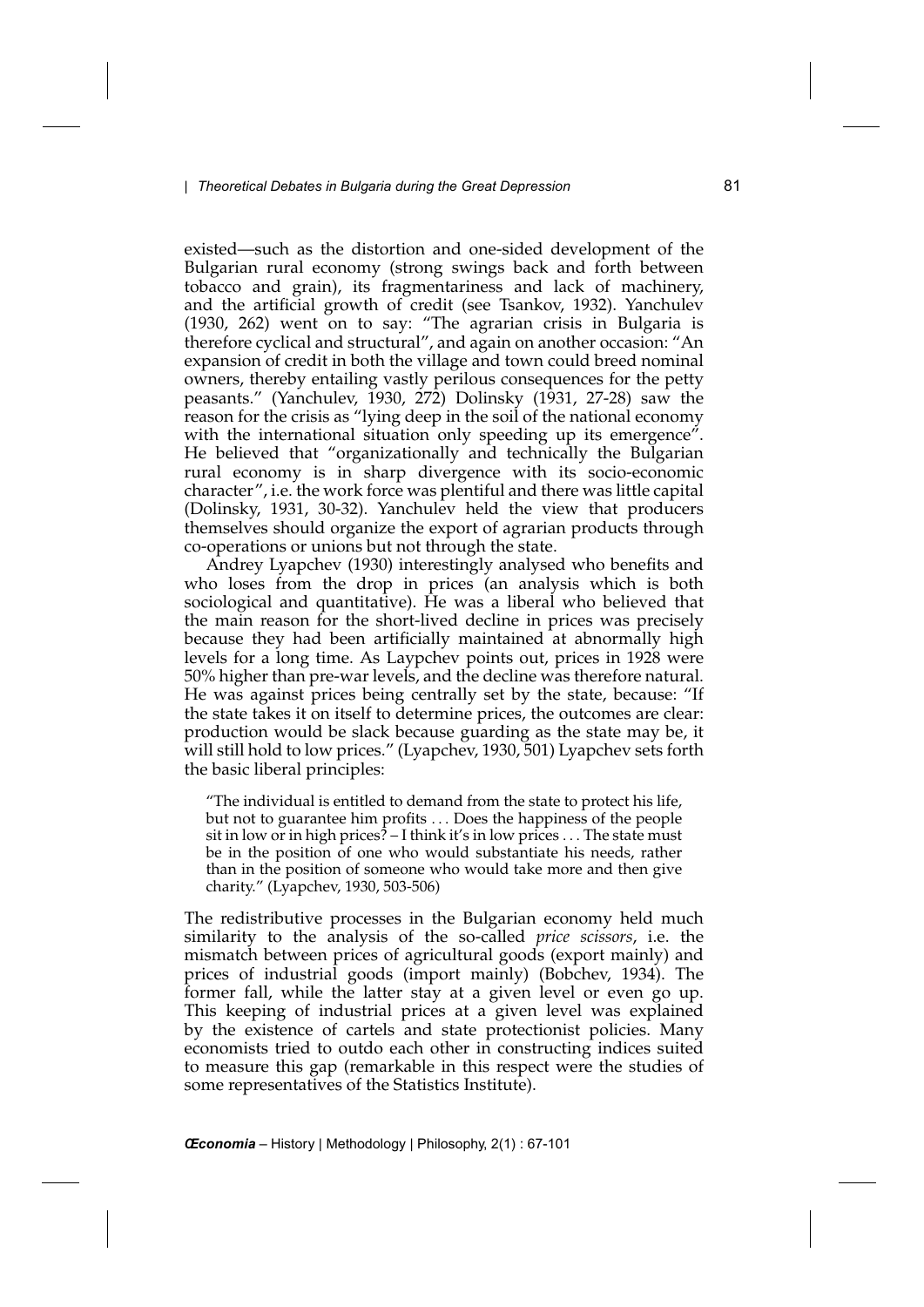existed—such as the distortion and one-sided development of the Bulgarian rural economy (strong swings back and forth between tobacco and grain), its fragmentariness and lack of machinery, and the artificial growth of credit (see Tsankov, 1932). Yanchulev (1930, 262) went on to say: "The agrarian crisis in Bulgaria is therefore cyclical and structural", and again on another occasion: "An expansion of credit in both the village and town could breed nominal owners, thereby entailing vastly perilous consequences for the petty peasants." (Yanchulev, 1930, 272) Dolinsky (1931, 27-28) saw the reason for the crisis as "lying deep in the soil of the national economy with the international situation only speeding up its emergence". He believed that "organizationally and technically the Bulgarian rural economy is in sharp divergence with its socio-economic character", i.e. the work force was plentiful and there was little capital (Dolinsky, 1931, 30-32). Yanchulev held the view that producers themselves should organize the export of agrarian products through co-operations or unions but not through the state.

Andrey Lyapchev (1930) interestingly analysed who benefits and who loses from the drop in prices (an analysis which is both sociological and quantitative). He was a liberal who believed that the main reason for the short-lived decline in prices was precisely because they had been artificially maintained at abnormally high levels for a long time. As Laypchev points out, prices in 1928 were 50% higher than pre-war levels, and the decline was therefore natural. He was against prices being centrally set by the state, because: "If the state takes it on itself to determine prices, the outcomes are clear: production would be slack because guarding as the state may be, it will still hold to low prices." (Lyapchev, 1930, 501) Lyapchev sets forth the basic liberal principles:

> "The individual is entitled to demand from the state to protect his life, but not to guarantee him profits . . . Does the happiness of the people sit in low or in high prices? – I think it's in low prices . . . The state must be in the position of one who would substantiate his needs, rather than in the position of someone who would take more and then give charity." (Lyapchev, 1930, 503-506)

The redistributive processes in the Bulgarian economy held much similarity to the analysis of the so-called *price scissors*, i.e. the mismatch between prices of agricultural goods (export mainly) and prices of industrial goods (import mainly) (Bobchev, 1934). The former fall, while the latter stay at a given level or even go up. This keeping of industrial prices at a given level was explained by the existence of cartels and state protectionist policies. Many economists tried to outdo each other in constructing indices suited to measure this gap (remarkable in this respect were the studies of some representatives of the Statistics Institute).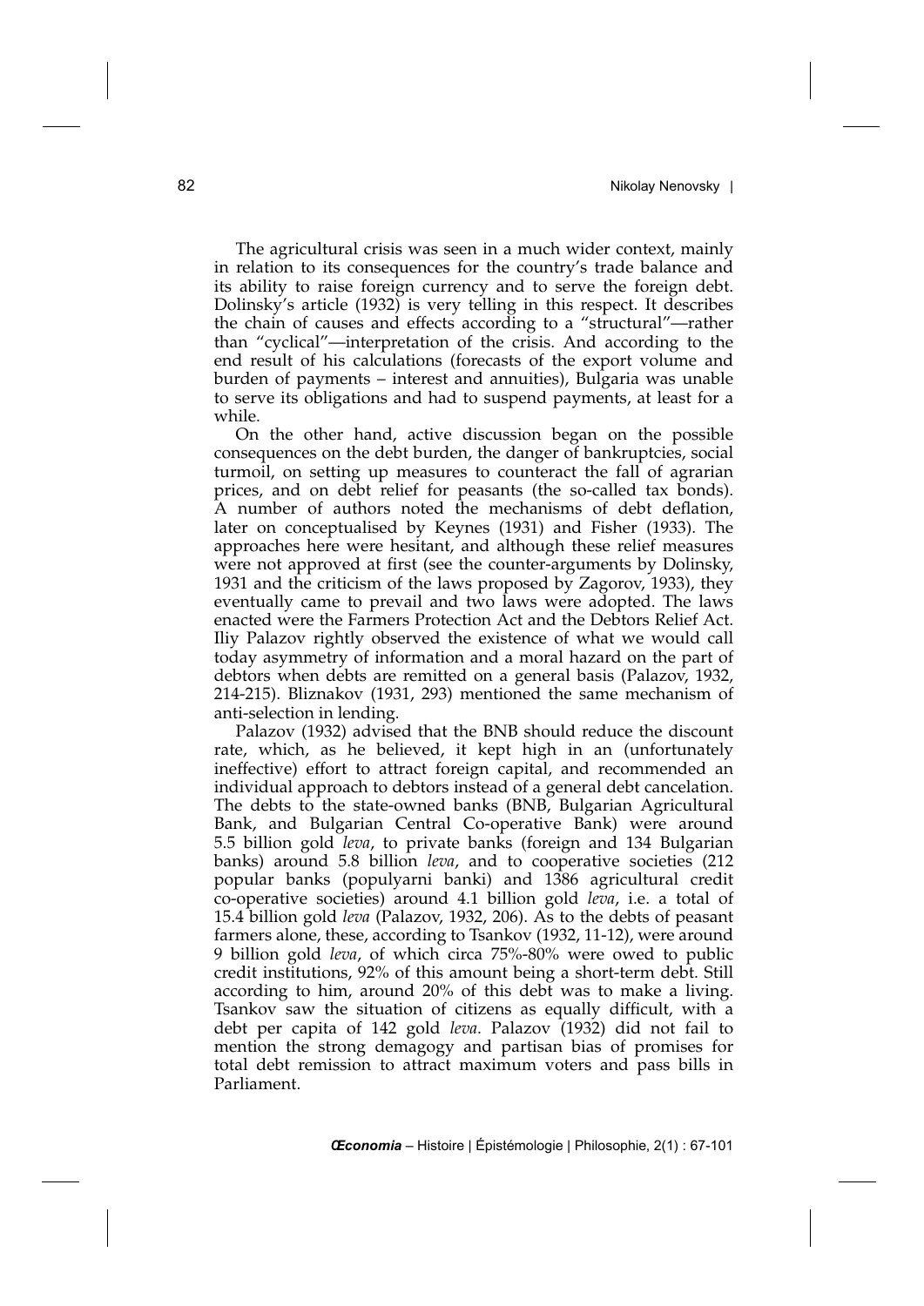The agricultural crisis was seen in a much wider context, mainly in relation to its consequences for the country's trade balance and its ability to raise foreign currency and to serve the foreign debt. Dolinsky's article (1932) is very telling in this respect. It describes the chain of causes and effects according to a "structural"—rather than "cyclical"—interpretation of the crisis. And according to the end result of his calculations (forecasts of the export volume and burden of payments – interest and annuities), Bulgaria was unable to serve its obligations and had to suspend payments, at least for a while.

On the other hand, active discussion began on the possible consequences on the debt burden, the danger of bankruptcies, social turmoil, on setting up measures to counteract the fall of agrarian prices, and on debt relief for peasants (the so-called tax bonds). A number of authors noted the mechanisms of debt deflation, later on conceptualised by Keynes (1931) and Fisher (1933). The approaches here were hesitant, and although these relief measures were not approved at first (see the counter-arguments by Dolinsky, 1931 and the criticism of the laws proposed by Zagorov, 1933), they eventually came to prevail and two laws were adopted. The laws enacted were the Farmers Protection Act and the Debtors Relief Act. Iliy Palazov rightly observed the existence of what we would call today asymmetry of information and a moral hazard on the part of debtors when debts are remitted on a general basis (Palazov, 1932, 214-215). Bliznakov (1931, 293) mentioned the same mechanism of anti-selection in lending.

Palazov (1932) advised that the BNB should reduce the discount rate, which, as he believed, it kept high in an (unfortunately ineffective) effort to attract foreign capital, and recommended an individual approach to debtors instead of a general debt cancelation. The debts to the state-owned banks (BNB, Bulgarian Agricultural Bank, and Bulgarian Central Co-operative Bank) were around 5.5 billion gold *leva*, to private banks (foreign and 134 Bulgarian banks) around 5.8 billion *leva*, and to cooperative societies (212 popular banks (populyarni banki) and 1386 agricultural credit co-operative societies) around 4.1 billion gold *leva*, i.e. a total of 15.4 billion gold *leva* (Palazov, 1932, 206). As to the debts of peasant farmers alone, these, according to Tsankov (1932, 11-12), were around 9 billion gold *leva*, of which circa 75%-80% were owed to public credit institutions, 92% of this amount being a short-term debt. Still according to him, around 20% of this debt was to make a living. Tsankov saw the situation of citizens as equally difficult, with a debt per capita of 142 gold *leva*. Palazov (1932) did not fail to mention the strong demagogy and partisan bias of promises for total debt remission to attract maximum voters and pass bills in Parliament.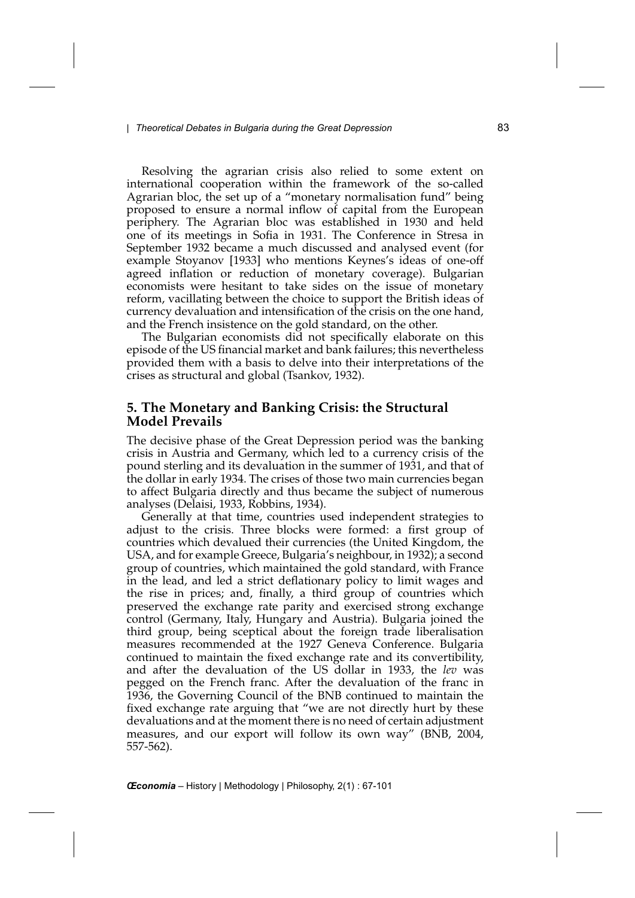Resolving the agrarian crisis also relied to some extent on international cooperation within the framework of the so-called Agrarian bloc, the set up of a "monetary normalisation fund" being proposed to ensure a normal inflow of capital from the European periphery. The Agrarian bloc was established in 1930 and held one of its meetings in Sofia in 1931. The Conference in Stresa in September 1932 became a much discussed and analysed event (for example Stoyanov [1933] who mentions Keynes's ideas of one-off agreed inflation or reduction of monetary coverage). Bulgarian economists were hesitant to take sides on the issue of monetary reform, vacillating between the choice to support the British ideas of currency devaluation and intensification of the crisis on the one hand, and the French insistence on the gold standard, on the other.

The Bulgarian economists did not specifically elaborate on this episode of the US financial market and bank failures; this nevertheless provided them with a basis to delve into their interpretations of the crises as structural and global (Tsankov, 1932).

## 5. The Monetary and Banking Crisis: the Structural Model Prevails

The decisive phase of the Great Depression period was the banking crisis in Austria and Germany, which led to a currency crisis of the pound sterling and its devaluation in the summer of 1931, and that of the dollar in early 1934. The crises of those two main currencies began to affect Bulgaria directly and thus became the subject of numerous analyses (Delaisi, 1933, Robbins, 1934).

Generally at that time, countries used independent strategies to adjust to the crisis. Three blocks were formed: a first group of countries which devalued their currencies (the United Kingdom, the USA, and for example Greece, Bulgaria's neighbour, in 1932); a second group of countries, which maintained the gold standard, with France in the lead, and led a strict deflationary policy to limit wages and the rise in prices; and, finally, a third group of countries which preserved the exchange rate parity and exercised strong exchange control (Germany, Italy, Hungary and Austria). Bulgaria joined the third group, being sceptical about the foreign trade liberalisation measures recommended at the 1927 Geneva Conference. Bulgaria continued to maintain the fixed exchange rate and its convertibility, and after the devaluation of the US dollar in 1933, the *lev* was pegged on the French franc. After the devaluation of the franc in 1936, the Governing Council of the BNB continued to maintain the fixed exchange rate arguing that "we are not directly hurt by these devaluations and at the moment there is no need of certain adjustment measures, and our export will follow its own way" (BNB, 2004, 557-562).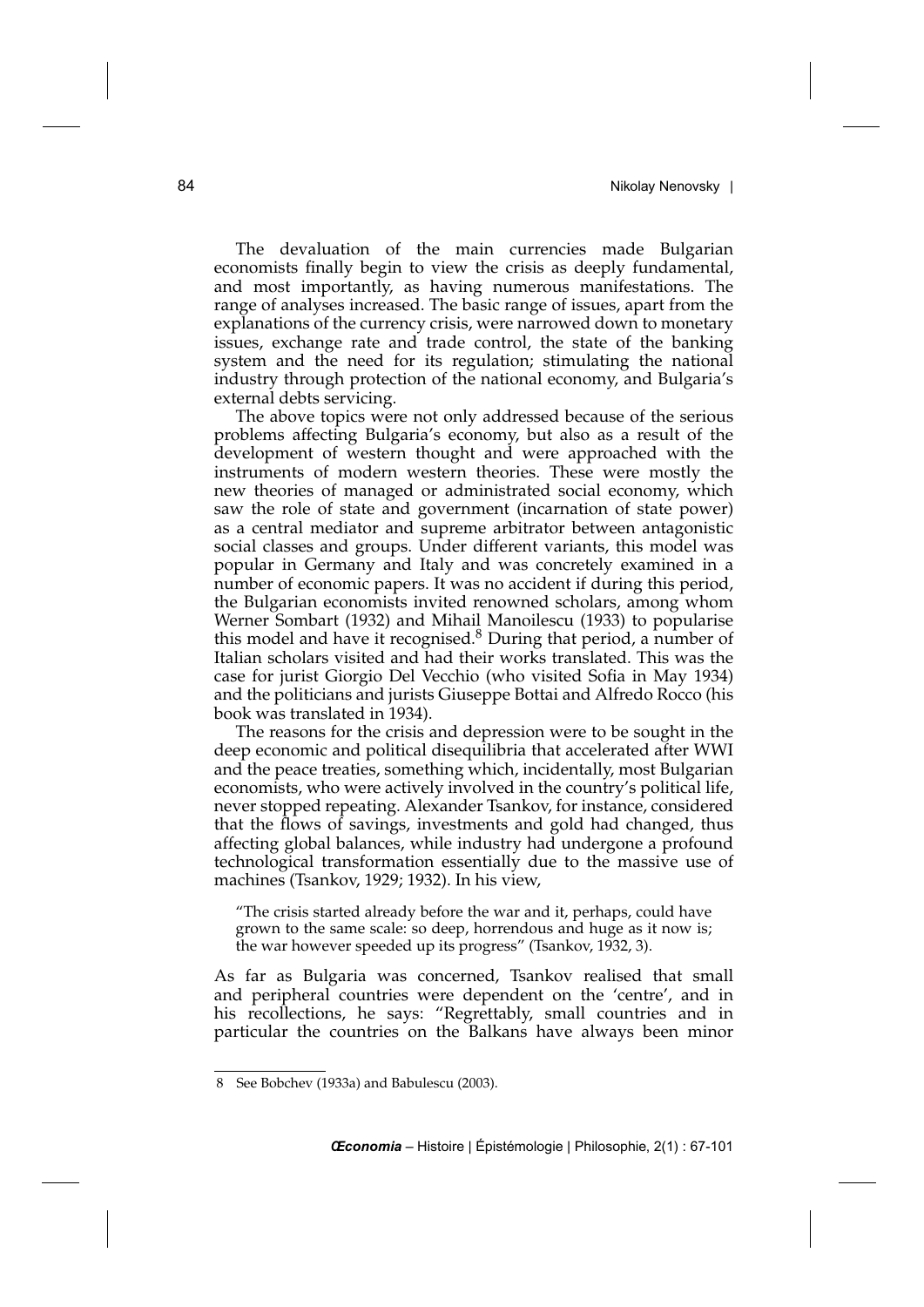The devaluation of the main currencies made Bulgarian economists finally begin to view the crisis as deeply fundamental, and most importantly, as having numerous manifestations. The range of analyses increased. The basic range of issues, apart from the explanations of the currency crisis, were narrowed down to monetary issues, exchange rate and trade control, the state of the banking system and the need for its regulation; stimulating the national industry through protection of the national economy, and Bulgaria's external debts servicing.

The above topics were not only addressed because of the serious problems affecting Bulgaria's economy, but also as a result of the development of western thought and were approached with the instruments of modern western theories. These were mostly the new theories of managed or administrated social economy, which saw the role of state and government (incarnation of state power) as a central mediator and supreme arbitrator between antagonistic social classes and groups. Under different variants, this model was popular in Germany and Italy and was concretely examined in a number of economic papers. It was no accident if during this period, the Bulgarian economists invited renowned scholars, among whom Werner Sombart (1932) and Mihail Manoilescu (1933) to popularise this model and have it recognised.[8] During that period, a number of Italian scholars visited and had their works translated. This was the case for jurist Giorgio Del Vecchio (who visited Sofia in May 1934) and the politicians and jurists Giuseppe Bottai and Alfredo Rocco (his book was translated in 1934).

The reasons for the crisis and depression were to be sought in the deep economic and political disequilibria that accelerated after WWI and the peace treaties, something which, incidentally, most Bulgarian economists, who were actively involved in the country's political life, never stopped repeating. Alexander Tsankov, for instance, considered that the flows of savings, investments and gold had changed, thus affecting global balances, while industry had undergone a profound technological transformation essentially due to the massive use of machines (Tsankov, 1929; 1932). In his view,

> "The crisis started already before the war and it, perhaps, could have grown to the same scale: so deep, horrendous and huge as it now is; the war however speeded up its progress" (Tsankov, 1932, 3).

As far as Bulgaria was concerned, Tsankov realised that small and peripheral countries were dependent on the 'centre', and in his recollections, he says: "Regrettably, small countries and in particular the countries on the Balkans have always been minor

---

8 See Bobchev (1933a) and Babulescu (2003).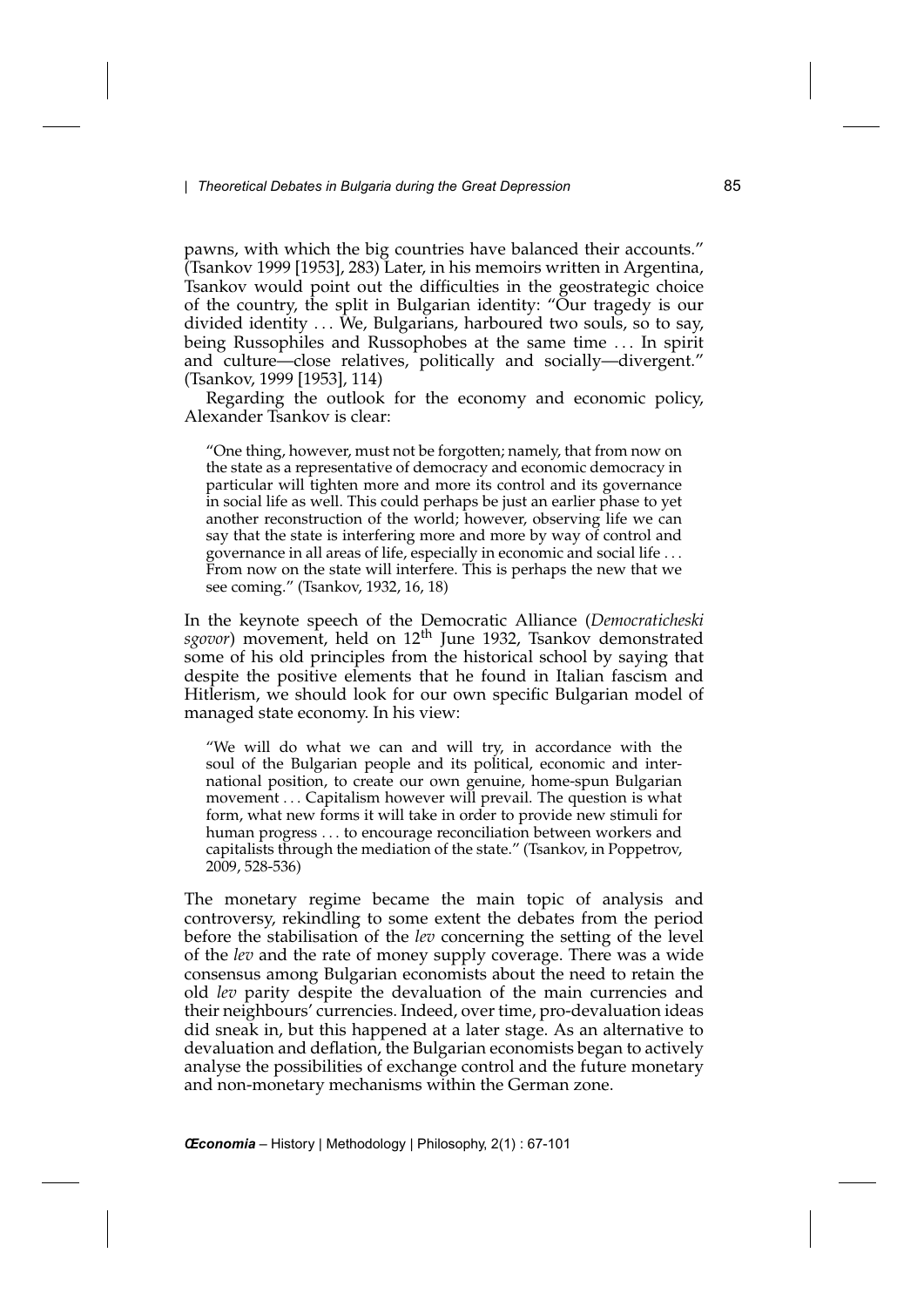pawns, with which the big countries have balanced their accounts." (Tsankov 1999 [1953], 283) Later, in his memoirs written in Argentina, Tsankov would point out the difficulties in the geostrategic choice of the country, the split in Bulgarian identity: "Our tragedy is our divided identity ... We, Bulgarians, harboured two souls, so to say, being Russophiles and Russophobes at the same time ... In spirit and culture—close relatives, politically and socially—divergent." (Tsankov, 1999 [1953], 114)

Regarding the outlook for the economy and economic policy, Alexander Tsankov is clear:

> "One thing, however, must not be forgotten; namely, that from now on the state as a representative of democracy and economic democracy in particular will tighten more and more its control and its governance in social life as well. This could perhaps be just an earlier phase to yet another reconstruction of the world; however, observing life we can say that the state is interfering more and more by way of control and governance in all areas of life, especially in economic and social life ... From now on the state will interfere. This is perhaps the new that we see coming." (Tsankov, 1932, 16, 18)

In the keynote speech of the Democratic Alliance (*Democraticheski sgovor*) movement, held on 12th June 1932, Tsankov demonstrated some of his old principles from the historical school by saying that despite the positive elements that he found in Italian fascism and Hitlerism, we should look for our own specific Bulgarian model of managed state economy. In his view:

> "We will do what we can and will try, in accordance with the soul of the Bulgarian people and its political, economic and international position, to create our own genuine, home-spun Bulgarian movement ... Capitalism however will prevail. The question is what form, what new forms it will take in order to provide new stimuli for human progress ... to encourage reconciliation between workers and capitalists through the mediation of the state." (Tsankov, in Poppetrov, 2009, 528-536)

The monetary regime became the main topic of analysis and controversy, rekindling to some extent the debates from the period before the stabilisation of the *lev* concerning the setting of the level of the *lev* and the rate of money supply coverage. There was a wide consensus among Bulgarian economists about the need to retain the old *lev* parity despite the devaluation of the main currencies and their neighbours' currencies. Indeed, over time, pro-devaluation ideas did sneak in, but this happened at a later stage. As an alternative to devaluation and deflation, the Bulgarian economists began to actively analyse the possibilities of exchange control and the future monetary and non-monetary mechanisms within the German zone.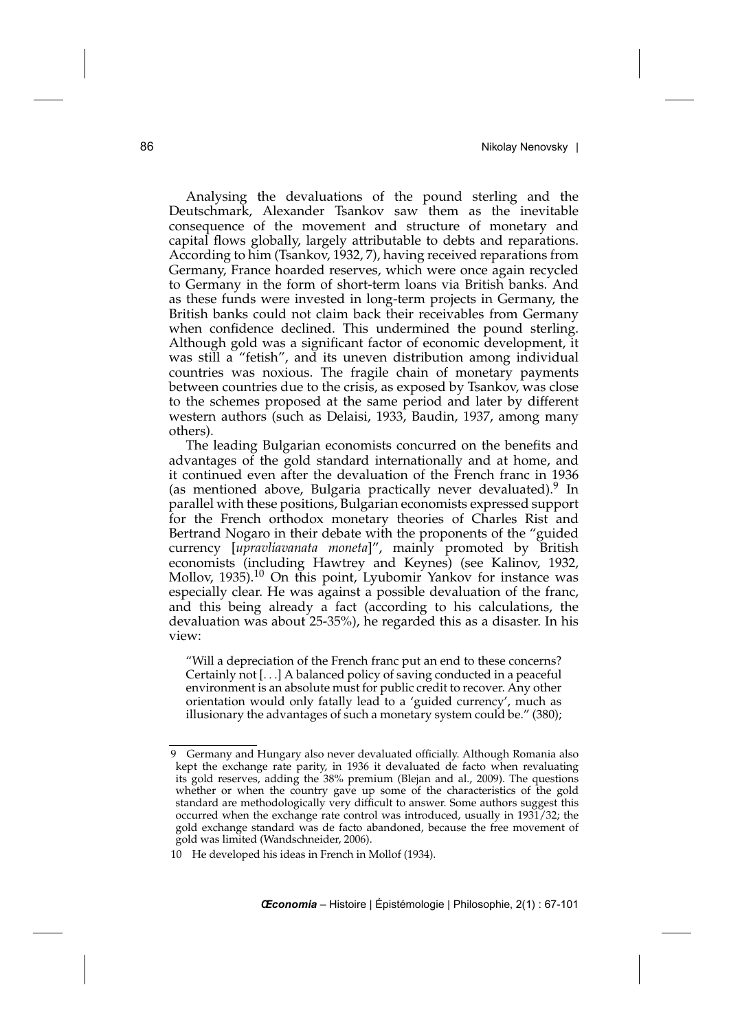Analysing the devaluations of the pound sterling and the Deutschmark, Alexander Tsankov saw them as the inevitable consequence of the movement and structure of monetary and capital flows globally, largely attributable to debts and reparations. According to him (Tsankov, 1932, 7), having received reparations from Germany, France hoarded reserves, which were once again recycled to Germany in the form of short-term loans via British banks. And as these funds were invested in long-term projects in Germany, the British banks could not claim back their receivables from Germany when confidence declined. This undermined the pound sterling. Although gold was a significant factor of economic development, it was still a "fetish", and its uneven distribution among individual countries was noxious. The fragile chain of monetary payments between countries due to the crisis, as exposed by Tsankov, was close to the schemes proposed at the same period and later by different western authors (such as Delaisi, 1933, Baudin, 1937, among many others).

The leading Bulgarian economists concurred on the benefits and advantages of the gold standard internationally and at home, and it continued even after the devaluation of the French franc in 1936 (as mentioned above, Bulgaria practically never devaluated).[9] In parallel with these positions, Bulgarian economists expressed support for the French orthodox monetary theories of Charles Rist and Bertrand Nogaro in their debate with the proponents of the "guided currency [*upravliavanata moneta*]", mainly promoted by British economists (including Hawtrey and Keynes) (see Kalinov, 1932, Mollov, 1935).[10] On this point, Lyubomir Yankov for instance was especially clear. He was against a possible devaluation of the franc, and this being already a fact (according to his calculations, the devaluation was about 25-35%), he regarded this as a disaster. In his view:

> "Will a depreciation of the French franc put an end to these concerns? Certainly not [. . .] A balanced policy of saving conducted in a peaceful environment is an absolute must for public credit to recover. Any other orientation would only fatally lead to a 'guided currency', much as illusionary the advantages of such a monetary system could be." (380);

---

9 Germany and Hungary also never devaluated officially. Although Romania also kept the exchange rate parity, in 1936 it devaluated de facto when revaluating its gold reserves, adding the 38% premium (Blejan and al., 2009). The questions whether or when the country gave up some of the characteristics of the gold standard are methodologically very difficult to answer. Some authors suggest this occurred when the exchange rate control was introduced, usually in 1931/32; the gold exchange standard was de facto abandoned, because the free movement of gold was limited (Wandschneider, 2006).

10 He developed his ideas in French in Mollof (1934).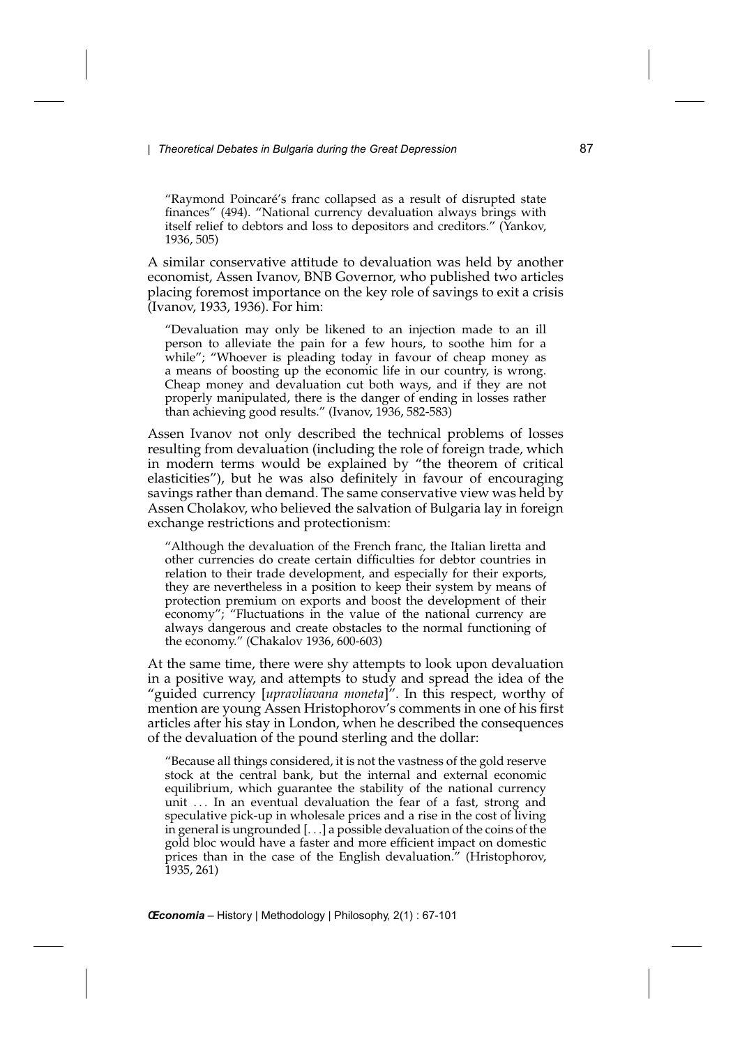> "Raymond Poincaré's franc collapsed as a result of disrupted state finances" (494). "National currency devaluation always brings with itself relief to debtors and loss to depositors and creditors." (Yankov, 1936, 505)

A similar conservative attitude to devaluation was held by another economist, Assen Ivanov, BNB Governor, who published two articles placing foremost importance on the key role of savings to exit a crisis (Ivanov, 1933, 1936). For him:

> "Devaluation may only be likened to an injection made to an ill person to alleviate the pain for a few hours, to soothe him for a while"; "Whoever is pleading today in favour of cheap money as a means of boosting up the economic life in our country, is wrong. Cheap money and devaluation cut both ways, and if they are not properly manipulated, there is the danger of ending in losses rather than achieving good results." (Ivanov, 1936, 582-583)

Assen Ivanov not only described the technical problems of losses resulting from devaluation (including the role of foreign trade, which in modern terms would be explained by "the theorem of critical elasticities"), but he was also definitely in favour of encouraging savings rather than demand. The same conservative view was held by Assen Cholakov, who believed the salvation of Bulgaria lay in foreign exchange restrictions and protectionism:

> "Although the devaluation of the French franc, the Italian liretta and other currencies do create certain difficulties for debtor countries in relation to their trade development, and especially for their exports, they are nevertheless in a position to keep their system by means of protection premium on exports and boost the development of their economy"; "Fluctuations in the value of the national currency are always dangerous and create obstacles to the normal functioning of the economy." (Chakalov 1936, 600-603)

At the same time, there were shy attempts to look upon devaluation in a positive way, and attempts to study and spread the idea of the "guided currency [*upravliavana moneta*]". In this respect, worthy of mention are young Assen Hristophorov's comments in one of his first articles after his stay in London, when he described the consequences of the devaluation of the pound sterling and the dollar:

> "Because all things considered, it is not the vastness of the gold reserve stock at the central bank, but the internal and external economic equilibrium, which guarantee the stability of the national currency unit ... In an eventual devaluation the fear of a fast, strong and speculative pick-up in wholesale prices and a rise in the cost of living in general is ungrounded [...] a possible devaluation of the coins of the gold bloc would have a faster and more efficient impact on domestic prices than in the case of the English devaluation." (Hristophorov, 1935, 261)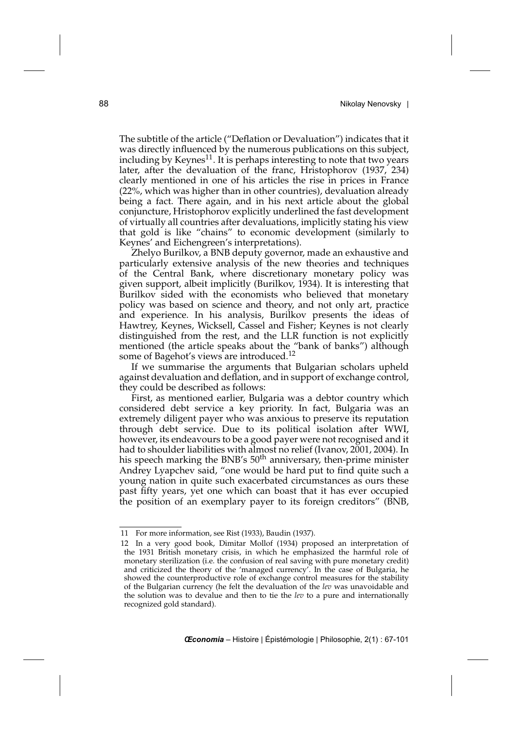The subtitle of the article ("Deflation or Devaluation") indicates that it was directly influenced by the numerous publications on this subject, including by Keynes[11]. It is perhaps interesting to note that two years later, after the devaluation of the franc, Hristophorov (1937, 234) clearly mentioned in one of his articles the rise in prices in France (22%, which was higher than in other countries), devaluation already being a fact. There again, and in his next article about the global conjuncture, Hristophorov explicitly underlined the fast development of virtually all countries after devaluations, implicitly stating his view that gold is like "chains" to economic development (similarly to Keynes' and Eichengreen's interpretations).

Zhelyo Burilkov, a BNB deputy governor, made an exhaustive and particularly extensive analysis of the new theories and techniques of the Central Bank, where discretionary monetary policy was given support, albeit implicitly (Burilkov, 1934). It is interesting that Burilkov sided with the economists who believed that monetary policy was based on science and theory, and not only art, practice and experience. In his analysis, Burilkov presents the ideas of Hawtrey, Keynes, Wicksell, Cassel and Fisher; Keynes is not clearly distinguished from the rest, and the LLR function is not explicitly mentioned (the article speaks about the "bank of banks") although some of Bagehot's views are introduced.[12]

If we summarise the arguments that Bulgarian scholars upheld against devaluation and deflation, and in support of exchange control, they could be described as follows:

First, as mentioned earlier, Bulgaria was a debtor country which considered debt service a key priority. In fact, Bulgaria was an extremely diligent payer who was anxious to preserve its reputation through debt service. Due to its political isolation after WWI, however, its endeavours to be a good payer were not recognised and it had to shoulder liabilities with almost no relief (Ivanov, 2001, 2004). In his speech marking the BNB's 50th anniversary, then-prime minister Andrey Lyapchev said, "one would be hard put to find quite such a young nation in quite such exacerbated circumstances as ours these past fifty years, yet one which can boast that it has ever occupied the position of an exemplary payer to its foreign creditors" (BNB,

---

11 For more information, see Rist (1933), Baudin (1937).

12 In a very good book, Dimitar Mollof (1934) proposed an interpretation of the 1931 British monetary crisis, in which he emphasized the harmful role of monetary sterilization (i.e. the confusion of real saving with pure monetary credit) and criticized the theory of the 'managed currency'. In the case of Bulgaria, he showed the counterproductive role of exchange control measures for the stability of the Bulgarian currency (he felt the devaluation of the *lev* was unavoidable and the solution was to devalue and then to tie the *lev* to a pure and internationally recognized gold standard).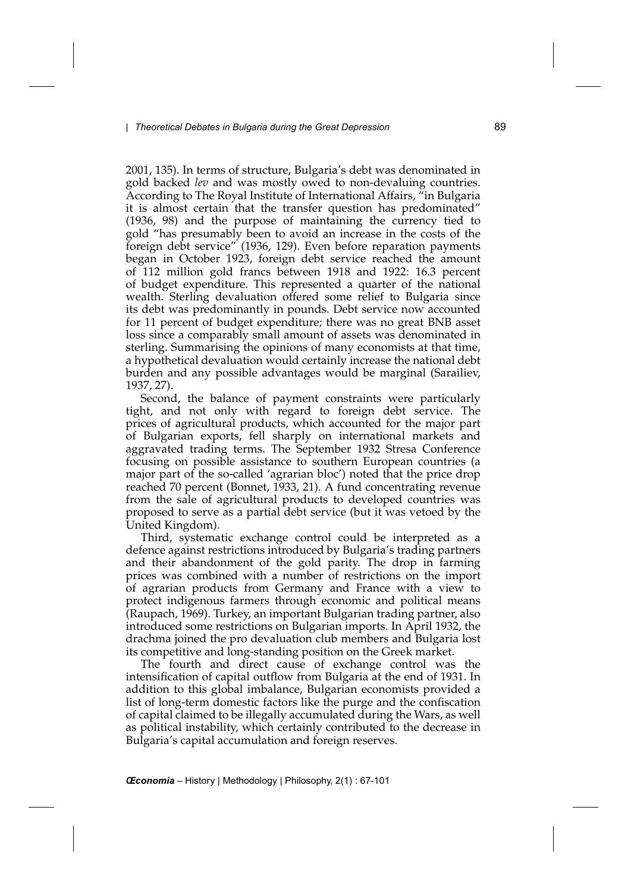2001, 135). In terms of structure, Bulgaria's debt was denominated in gold backed *lev* and was mostly owed to non-devaluing countries. According to The Royal Institute of International Affairs, "in Bulgaria it is almost certain that the transfer question has predominated" (1936, 98) and the purpose of maintaining the currency tied to gold "has presumably been to avoid an increase in the costs of the foreign debt service" (1936, 129). Even before reparation payments began in October 1923, foreign debt service reached the amount of 112 million gold francs between 1918 and 1922: 16.3 percent of budget expenditure. This represented a quarter of the national wealth. Sterling devaluation offered some relief to Bulgaria since its debt was predominantly in pounds. Debt service now accounted for 11 percent of budget expenditure; there was no great BNB asset loss since a comparably small amount of assets was denominated in sterling. Summarising the opinions of many economists at that time, a hypothetical devaluation would certainly increase the national debt burden and any possible advantages would be marginal (Sarailiev, 1937, 27).

Second, the balance of payment constraints were particularly tight, and not only with regard to foreign debt service. The prices of agricultural products, which accounted for the major part of Bulgarian exports, fell sharply on international markets and aggravated trading terms. The September 1932 Stresa Conference focusing on possible assistance to southern European countries (a major part of the so-called 'agrarian bloc') noted that the price drop reached 70 percent (Bonnet, 1933, 21). A fund concentrating revenue from the sale of agricultural products to developed countries was proposed to serve as a partial debt service (but it was vetoed by the United Kingdom).

Third, systematic exchange control could be interpreted as a defence against restrictions introduced by Bulgaria's trading partners and their abandonment of the gold parity. The drop in farming prices was combined with a number of restrictions on the import of agrarian products from Germany and France with a view to protect indigenous farmers through economic and political means (Raupach, 1969). Turkey, an important Bulgarian trading partner, also introduced some restrictions on Bulgarian imports. In April 1932, the drachma joined the pro devaluation club members and Bulgaria lost its competitive and long-standing position on the Greek market.

The fourth and direct cause of exchange control was the intensification of capital outflow from Bulgaria at the end of 1931. In addition to this global imbalance, Bulgarian economists provided a list of long-term domestic factors like the purge and the confiscation of capital claimed to be illegally accumulated during the Wars, as well as political instability, which certainly contributed to the decrease in Bulgaria's capital accumulation and foreign reserves.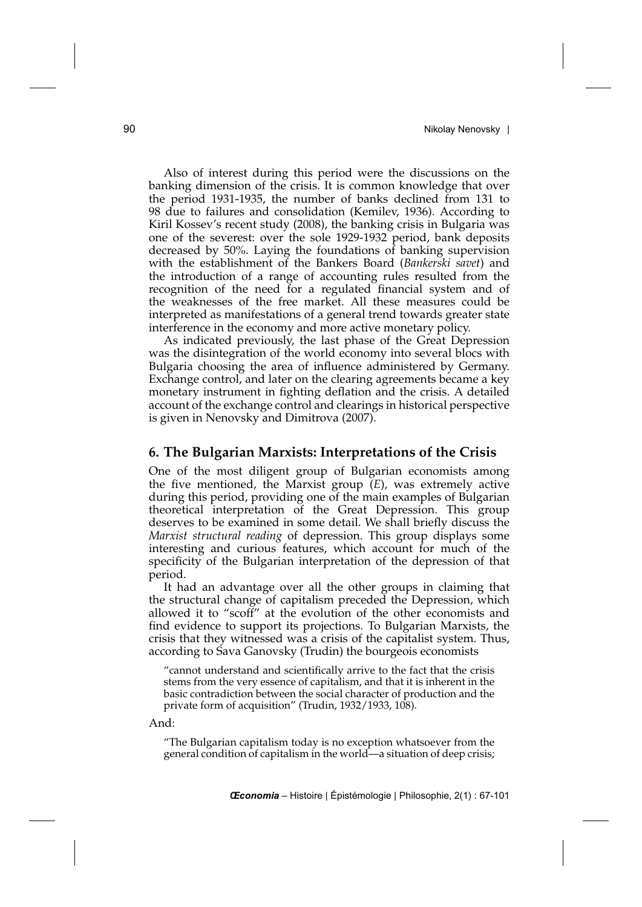Also of interest during this period were the discussions on the banking dimension of the crisis. It is common knowledge that over the period 1931-1935, the number of banks declined from 131 to 98 due to failures and consolidation (Kemilev, 1936). According to Kiril Kossev's recent study (2008), the banking crisis in Bulgaria was one of the severest: over the sole 1929-1932 period, bank deposits decreased by 50%. Laying the foundations of banking supervision with the establishment of the Bankers Board (*Bankerski savet*) and the introduction of a range of accounting rules resulted from the recognition of the need for a regulated financial system and of the weaknesses of the free market. All these measures could be interpreted as manifestations of a general trend towards greater state interference in the economy and more active monetary policy.

As indicated previously, the last phase of the Great Depression was the disintegration of the world economy into several blocs with Bulgaria choosing the area of influence administered by Germany. Exchange control, and later on the clearing agreements became a key monetary instrument in fighting deflation and the crisis. A detailed account of the exchange control and clearings in historical perspective is given in Nenovsky and Dimitrova (2007).

## 6. The Bulgarian Marxists: Interpretations of the Crisis

One of the most diligent group of Bulgarian economists among the five mentioned, the Marxist group (*E*), was extremely active during this period, providing one of the main examples of Bulgarian theoretical interpretation of the Great Depression. This group deserves to be examined in some detail. We shall briefly discuss the *Marxist structural reading* of depression. This group displays some interesting and curious features, which account for much of the specificity of the Bulgarian interpretation of the depression of that period.

It had an advantage over all the other groups in claiming that the structural change of capitalism preceded the Depression, which allowed it to "scoff" at the evolution of the other economists and find evidence to support its projections. To Bulgarian Marxists, the crisis that they witnessed was a crisis of the capitalist system. Thus, according to Sava Ganovsky (Trudin) the bourgeois economists

> "cannot understand and scientifically arrive to the fact that the crisis stems from the very essence of capitalism, and that it is inherent in the basic contradiction between the social character of production and the private form of acquisition" (Trudin, 1932/1933, 108).

And:

> "The Bulgarian capitalism today is no exception whatsoever from the general condition of capitalism in the world—a situation of deep crisis;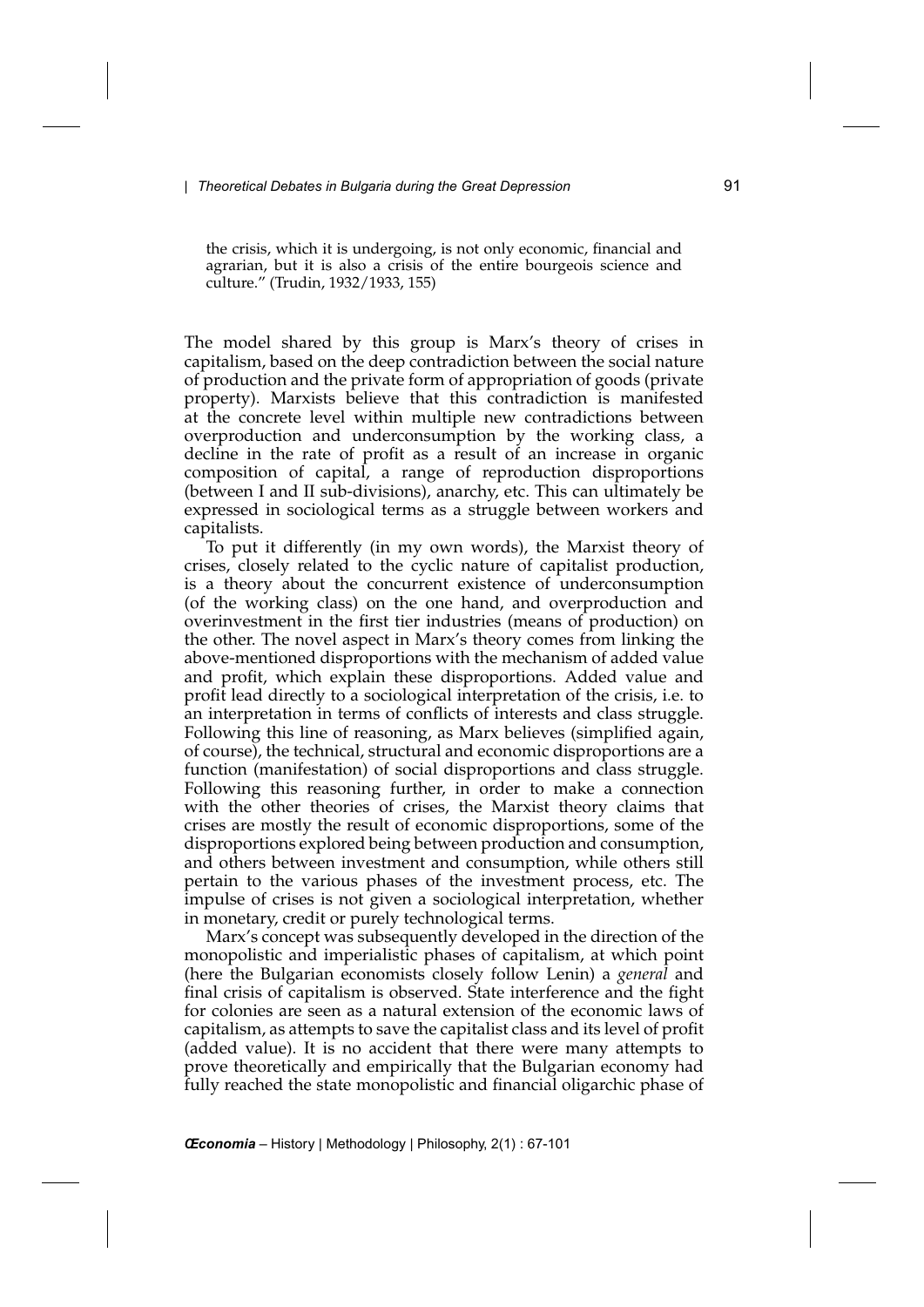the crisis, which it is undergoing, is not only economic, financial and agrarian, but it is also a crisis of the entire bourgeois science and culture." (Trudin, 1932/1933, 155)

The model shared by this group is Marx's theory of crises in capitalism, based on the deep contradiction between the social nature of production and the private form of appropriation of goods (private property). Marxists believe that this contradiction is manifested at the concrete level within multiple new contradictions between overproduction and underconsumption by the working class, a decline in the rate of profit as a result of an increase in organic composition of capital, a range of reproduction disproportions (between I and II sub-divisions), anarchy, etc. This can ultimately be expressed in sociological terms as a struggle between workers and capitalists.

To put it differently (in my own words), the Marxist theory of crises, closely related to the cyclic nature of capitalist production, is a theory about the concurrent existence of underconsumption (of the working class) on the one hand, and overproduction and overinvestment in the first tier industries (means of production) on the other. The novel aspect in Marx's theory comes from linking the above-mentioned disproportions with the mechanism of added value and profit, which explain these disproportions. Added value and profit lead directly to a sociological interpretation of the crisis, i.e. to an interpretation in terms of conflicts of interests and class struggle. Following this line of reasoning, as Marx believes (simplified again, of course), the technical, structural and economic disproportions are a function (manifestation) of social disproportions and class struggle. Following this reasoning further, in order to make a connection with the other theories of crises, the Marxist theory claims that crises are mostly the result of economic disproportions, some of the disproportions explored being between production and consumption, and others between investment and consumption, while others still pertain to the various phases of the investment process, etc. The impulse of crises is not given a sociological interpretation, whether in monetary, credit or purely technological terms.

Marx's concept was subsequently developed in the direction of the monopolistic and imperialistic phases of capitalism, at which point (here the Bulgarian economists closely follow Lenin) a *general* and final crisis of capitalism is observed. State interference and the fight for colonies are seen as a natural extension of the economic laws of capitalism, as attempts to save the capitalist class and its level of profit (added value). It is no accident that there were many attempts to prove theoretically and empirically that the Bulgarian economy had fully reached the state monopolistic and financial oligarchic phase of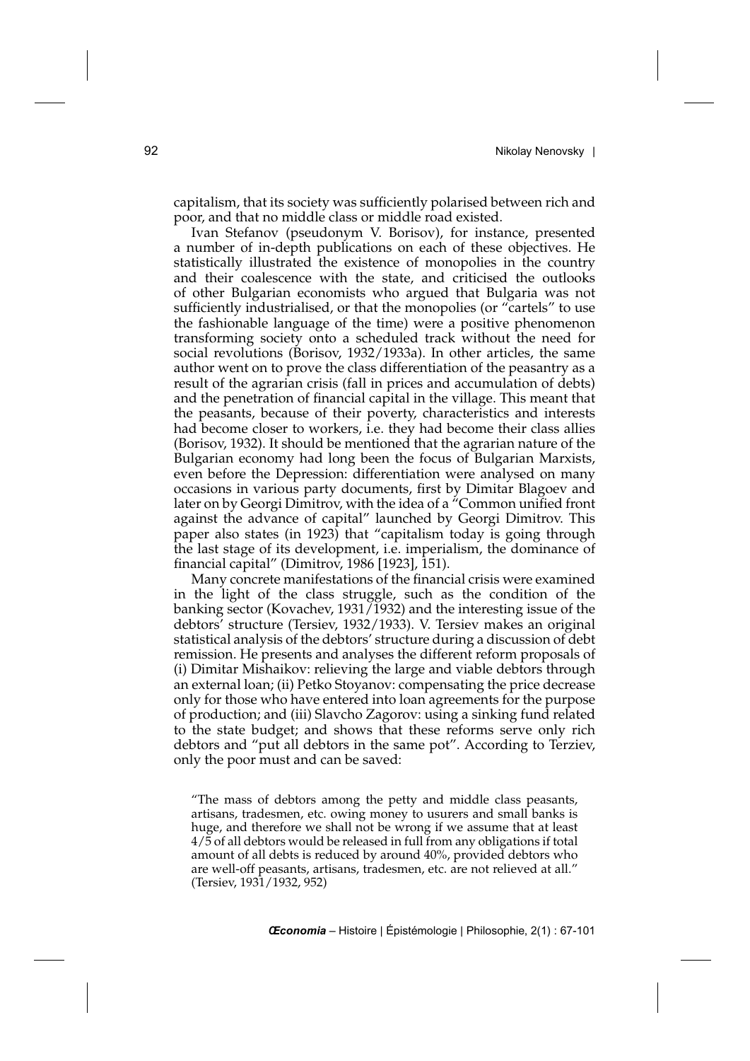capitalism, that its society was sufficiently polarised between rich and poor, and that no middle class or middle road existed.

Ivan Stefanov (pseudonym V. Borisov), for instance, presented a number of in-depth publications on each of these objectives. He statistically illustrated the existence of monopolies in the country and their coalescence with the state, and criticised the outlooks of other Bulgarian economists who argued that Bulgaria was not sufficiently industrialised, or that the monopolies (or "cartels" to use the fashionable language of the time) were a positive phenomenon transforming society onto a scheduled track without the need for social revolutions (Borisov, 1932/1933a). In other articles, the same author went on to prove the class differentiation of the peasantry as a result of the agrarian crisis (fall in prices and accumulation of debts) and the penetration of financial capital in the village. This meant that the peasants, because of their poverty, characteristics and interests had become closer to workers, i.e. they had become their class allies (Borisov, 1932). It should be mentioned that the agrarian nature of the Bulgarian economy had long been the focus of Bulgarian Marxists, even before the Depression: differentiation were analysed on many occasions in various party documents, first by Dimitar Blagoev and later on by Georgi Dimitrov, with the idea of a "Common unified front against the advance of capital" launched by Georgi Dimitrov. This paper also states (in 1923) that "capitalism today is going through the last stage of its development, i.e. imperialism, the dominance of financial capital" (Dimitrov, 1986 [1923], 151).

Many concrete manifestations of the financial crisis were examined in the light of the class struggle, such as the condition of the banking sector (Kovachev, 1931/1932) and the interesting issue of the debtors' structure (Tersiev, 1932/1933). V. Tersiev makes an original statistical analysis of the debtors' structure during a discussion of debt remission. He presents and analyses the different reform proposals of (i) Dimitar Mishaikov: relieving the large and viable debtors through an external loan; (ii) Petko Stoyanov: compensating the price decrease only for those who have entered into loan agreements for the purpose of production; and (iii) Slavcho Zagorov: using a sinking fund related to the state budget; and shows that these reforms serve only rich debtors and "put all debtors in the same pot". According to Terziev, only the poor must and can be saved:

> "The mass of debtors among the petty and middle class peasants, artisans, tradesmen, etc. owing money to usurers and small banks is huge, and therefore we shall not be wrong if we assume that at least 4/5 of all debtors would be released in full from any obligations if total amount of all debts is reduced by around 40%, provided debtors who are well-off peasants, artisans, tradesmen, etc. are not relieved at all." (Tersiev, 1931/1932, 952)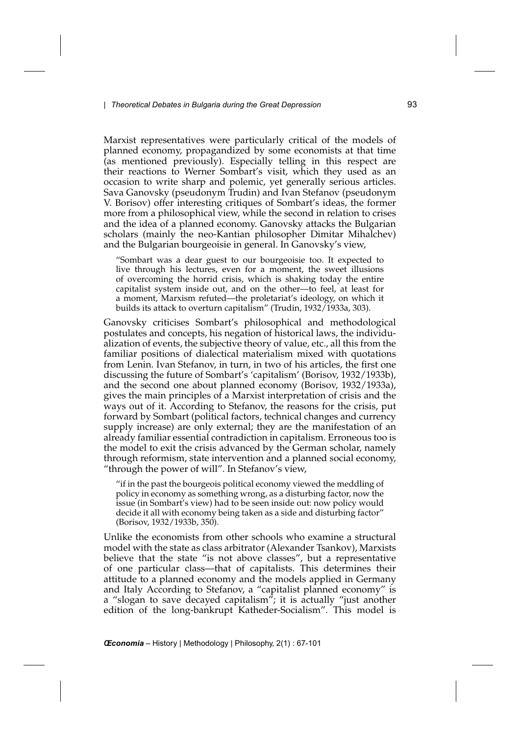Marxist representatives were particularly critical of the models of planned economy, propagandized by some economists at that time (as mentioned previously). Especially telling in this respect are their reactions to Werner Sombart's visit, which they used as an occasion to write sharp and polemic, yet generally serious articles. Sava Ganovsky (pseudonym Trudin) and Ivan Stefanov (pseudonym V. Borisov) offer interesting critiques of Sombart's ideas, the former more from a philosophical view, while the second in relation to crises and the idea of a planned economy. Ganovsky attacks the Bulgarian scholars (mainly the neo-Kantian philosopher Dimitar Mihalchev) and the Bulgarian bourgeoisie in general. In Ganovsky's view,

> "Sombart was a dear guest to our bourgeoisie too. It expected to live through his lectures, even for a moment, the sweet illusions of overcoming the horrid crisis, which is shaking today the entire capitalist system inside out, and on the other—to feel, at least for a moment, Marxism refuted—the proletariat's ideology, on which it builds its attack to overturn capitalism" (Trudin, 1932/1933a, 303).

Ganovsky criticises Sombart's philosophical and methodological postulates and concepts, his negation of historical laws, the individualization of events, the subjective theory of value, etc., all this from the familiar positions of dialectical materialism mixed with quotations from Lenin. Ivan Stefanov, in turn, in two of his articles, the first one discussing the future of Sombart's 'capitalism' (Borisov, 1932/1933b), and the second one about planned economy (Borisov, 1932/1933a), gives the main principles of a Marxist interpretation of crisis and the ways out of it. According to Stefanov, the reasons for the crisis, put forward by Sombart (political factors, technical changes and currency supply increase) are only external; they are the manifestation of an already familiar essential contradiction in capitalism. Erroneous too is the model to exit the crisis advanced by the German scholar, namely through reformism, state intervention and a planned social economy, "through the power of will". In Stefanov's view,

> "if in the past the bourgeois political economy viewed the meddling of policy in economy as something wrong, as a disturbing factor, now the issue (in Sombart's view) had to be seen inside out: now policy would decide it all with economy being taken as a side and disturbing factor" (Borisov, 1932/1933b, 350).

Unlike the economists from other schools who examine a structural model with the state as class arbitrator (Alexander Tsankov), Marxists believe that the state "is not above classes", but a representative of one particular class—that of capitalists. This determines their attitude to a planned economy and the models applied in Germany and Italy According to Stefanov, a "capitalist planned economy" is a "slogan to save decayed capitalism"; it is actually "just another edition of the long-bankrupt Katheder-Socialism". This model is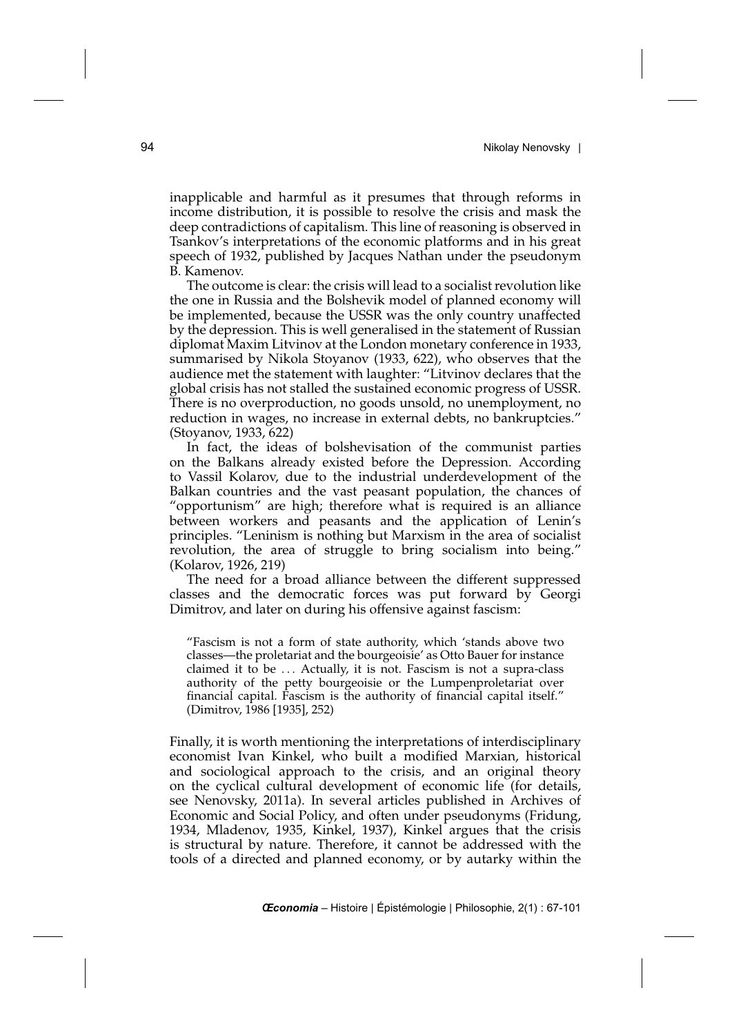inapplicable and harmful as it presumes that through reforms in income distribution, it is possible to resolve the crisis and mask the deep contradictions of capitalism. This line of reasoning is observed in Tsankov's interpretations of the economic platforms and in his great speech of 1932, published by Jacques Nathan under the pseudonym B. Kamenov.

The outcome is clear: the crisis will lead to a socialist revolution like the one in Russia and the Bolshevik model of planned economy will be implemented, because the USSR was the only country unaffected by the depression. This is well generalised in the statement of Russian diplomat Maxim Litvinov at the London monetary conference in 1933, summarised by Nikola Stoyanov (1933, 622), who observes that the audience met the statement with laughter: "Litvinov declares that the global crisis has not stalled the sustained economic progress of USSR. There is no overproduction, no goods unsold, no unemployment, no reduction in wages, no increase in external debts, no bankruptcies." (Stoyanov, 1933, 622)

In fact, the ideas of bolshevisation of the communist parties on the Balkans already existed before the Depression. According to Vassil Kolarov, due to the industrial underdevelopment of the Balkan countries and the vast peasant population, the chances of "opportunism" are high; therefore what is required is an alliance between workers and peasants and the application of Lenin's principles. "Leninism is nothing but Marxism in the area of socialist revolution, the area of struggle to bring socialism into being." (Kolarov, 1926, 219)

The need for a broad alliance between the different suppressed classes and the democratic forces was put forward by Georgi Dimitrov, and later on during his offensive against fascism:

> "Fascism is not a form of state authority, which 'stands above two classes—the proletariat and the bourgeoisie' as Otto Bauer for instance claimed it to be ... Actually, it is not. Fascism is not a supra-class authority of the petty bourgeoisie or the Lumpenproletariat over financial capital. Fascism is the authority of financial capital itself." (Dimitrov, 1986 [1935], 252)

Finally, it is worth mentioning the interpretations of interdisciplinary economist Ivan Kinkel, who built a modified Marxian, historical and sociological approach to the crisis, and an original theory on the cyclical cultural development of economic life (for details, see Nenovsky, 2011a). In several articles published in Archives of Economic and Social Policy, and often under pseudonyms (Fridung, 1934, Mladenov, 1935, Kinkel, 1937), Kinkel argues that the crisis is structural by nature. Therefore, it cannot be addressed with the tools of a directed and planned economy, or by autarky within the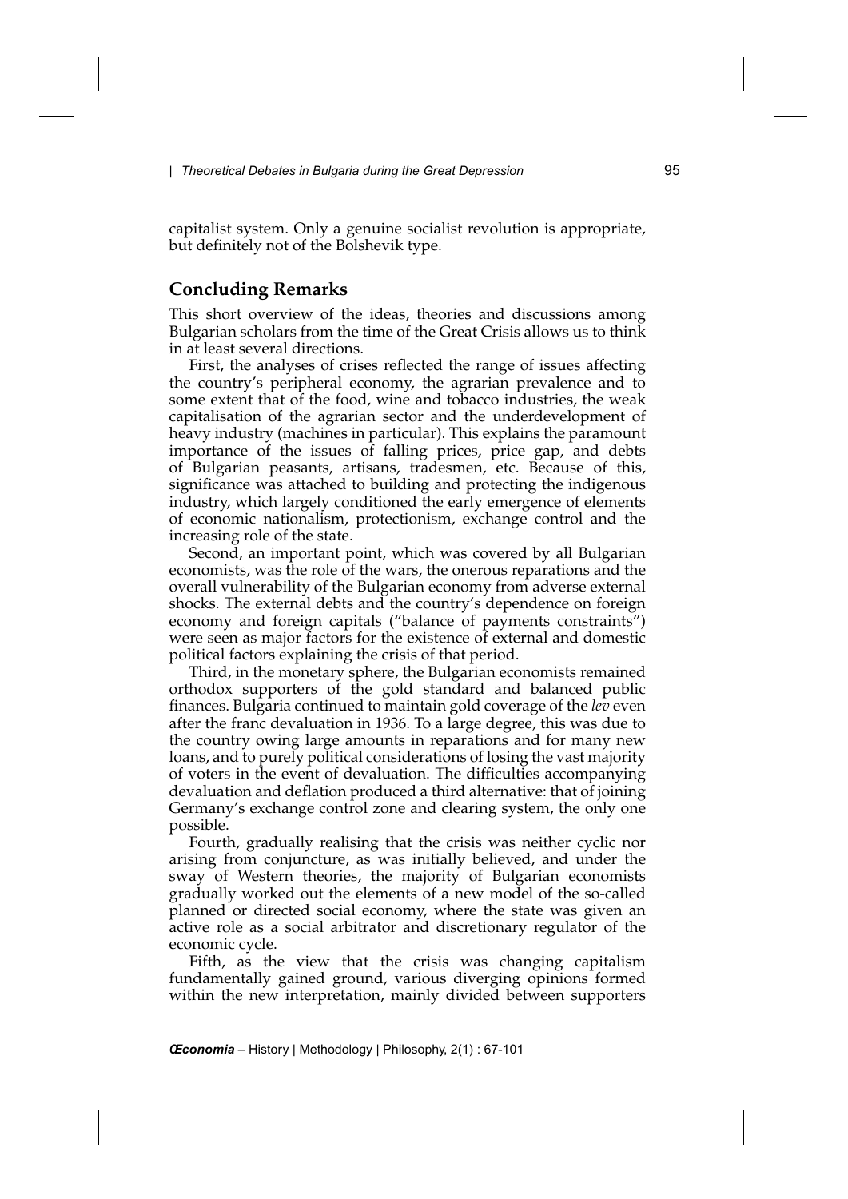capitalist system. Only a genuine socialist revolution is appropriate, but definitely not of the Bolshevik type.

## Concluding Remarks

This short overview of the ideas, theories and discussions among Bulgarian scholars from the time of the Great Crisis allows us to think in at least several directions.

First, the analyses of crises reflected the range of issues affecting the country's peripheral economy, the agrarian prevalence and to some extent that of the food, wine and tobacco industries, the weak capitalisation of the agrarian sector and the underdevelopment of heavy industry (machines in particular). This explains the paramount importance of the issues of falling prices, price gap, and debts of Bulgarian peasants, artisans, tradesmen, etc. Because of this, significance was attached to building and protecting the indigenous industry, which largely conditioned the early emergence of elements of economic nationalism, protectionism, exchange control and the increasing role of the state.

Second, an important point, which was covered by all Bulgarian economists, was the role of the wars, the onerous reparations and the overall vulnerability of the Bulgarian economy from adverse external shocks. The external debts and the country's dependence on foreign economy and foreign capitals ("balance of payments constraints") were seen as major factors for the existence of external and domestic political factors explaining the crisis of that period.

Third, in the monetary sphere, the Bulgarian economists remained orthodox supporters of the gold standard and balanced public finances. Bulgaria continued to maintain gold coverage of the *lev* even after the franc devaluation in 1936. To a large degree, this was due to the country owing large amounts in reparations and for many new loans, and to purely political considerations of losing the vast majority of voters in the event of devaluation. The difficulties accompanying devaluation and deflation produced a third alternative: that of joining Germany's exchange control zone and clearing system, the only one possible.

Fourth, gradually realising that the crisis was neither cyclic nor arising from conjuncture, as was initially believed, and under the sway of Western theories, the majority of Bulgarian economists gradually worked out the elements of a new model of the so-called planned or directed social economy, where the state was given an active role as a social arbitrator and discretionary regulator of the economic cycle.

Fifth, as the view that the crisis was changing capitalism fundamentally gained ground, various diverging opinions formed within the new interpretation, mainly divided between supporters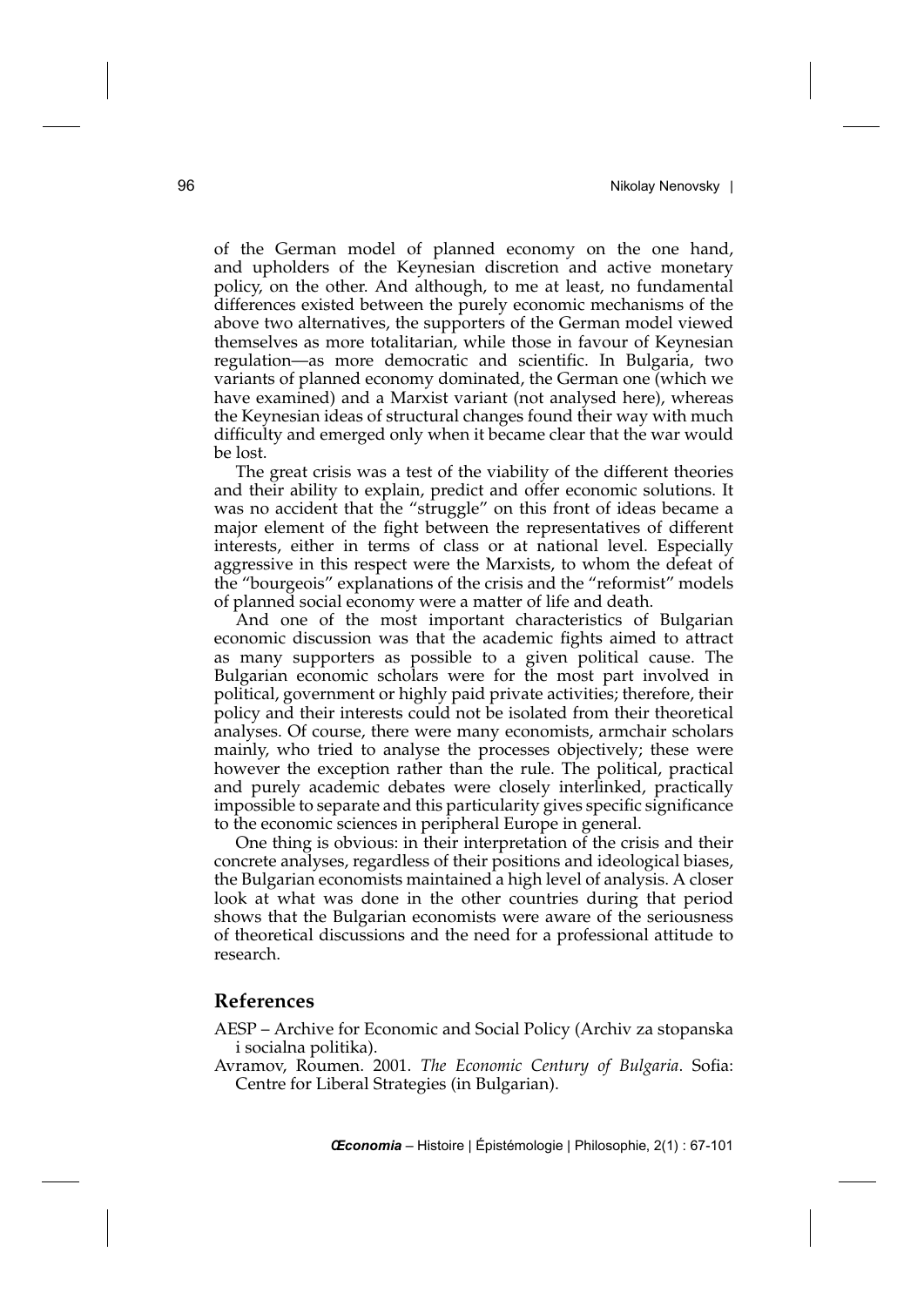of the German model of planned economy on the one hand, and upholders of the Keynesian discretion and active monetary policy, on the other. And although, to me at least, no fundamental differences existed between the purely economic mechanisms of the above two alternatives, the supporters of the German model viewed themselves as more totalitarian, while those in favour of Keynesian regulation—as more democratic and scientific. In Bulgaria, two variants of planned economy dominated, the German one (which we have examined) and a Marxist variant (not analysed here), whereas the Keynesian ideas of structural changes found their way with much difficulty and emerged only when it became clear that the war would be lost.

The great crisis was a test of the viability of the different theories and their ability to explain, predict and offer economic solutions. It was no accident that the "struggle" on this front of ideas became a major element of the fight between the representatives of different interests, either in terms of class or at national level. Especially aggressive in this respect were the Marxists, to whom the defeat of the "bourgeois" explanations of the crisis and the "reformist" models of planned social economy were a matter of life and death.

And one of the most important characteristics of Bulgarian economic discussion was that the academic fights aimed to attract as many supporters as possible to a given political cause. The Bulgarian economic scholars were for the most part involved in political, government or highly paid private activities; therefore, their policy and their interests could not be isolated from their theoretical analyses. Of course, there were many economists, armchair scholars mainly, who tried to analyse the processes objectively; these were however the exception rather than the rule. The political, practical and purely academic debates were closely interlinked, practically impossible to separate and this particularity gives specific significance to the economic sciences in peripheral Europe in general.

One thing is obvious: in their interpretation of the crisis and their concrete analyses, regardless of their positions and ideological biases, the Bulgarian economists maintained a high level of analysis. A closer look at what was done in the other countries during that period shows that the Bulgarian economists were aware of the seriousness of theoretical discussions and the need for a professional attitude to research.

## References

AESP – Archive for Economic and Social Policy (Archiv za stopanska i socialna politika).

Avramov, Roumen. 2001. *The Economic Century of Bulgaria*. Sofia: Centre for Liberal Strategies (in Bulgarian).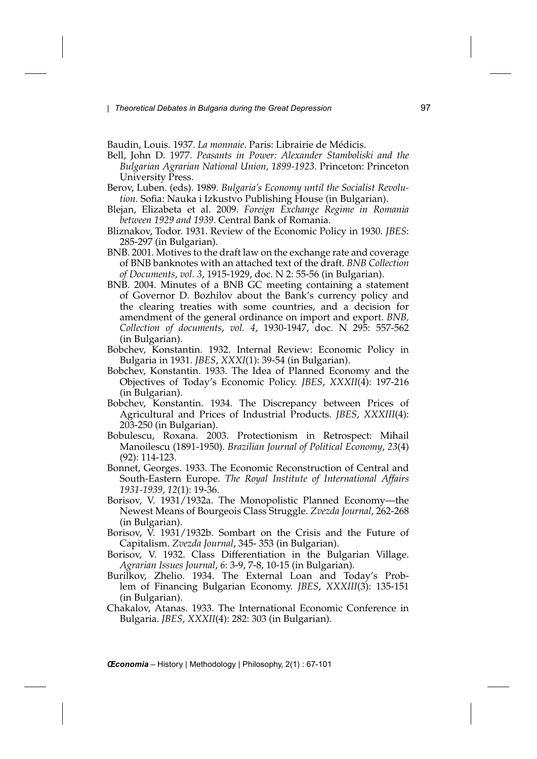Baudin, Louis. 1937. *La monnaie*. Paris: Librairie de Médicis.

Bell, John D. 1977. *Peasants in Power: Alexander Stamboliski and the Bulgarian Agrarian National Union, 1899-1923*. Princeton: Princeton University Press.

Berov, Luben. (eds). 1989. *Bulgaria's Economy until the Socialist Revolution*. Sofia: Nauka i Izkustvo Publishing House (in Bulgarian).

Blejan, Elizabeta et al. 2009. *Foreign Exchange Regime in Romania between 1929 and 1939*. Central Bank of Romania.

Bliznakov, Todor. 1931. Review of the Economic Policy in 1930. *JBES*: 285-297 (in Bulgarian).

BNB. 2001. Motives to the draft law on the exchange rate and coverage of BNB banknotes with an attached text of the draft. *BNB Collection of Documents*, *vol. 3*, 1915-1929, doc. N 2: 55-56 (in Bulgarian).

BNB. 2004. Minutes of a BNB GC meeting containing a statement of Governor D. Bozhilov about the Bank's currency policy and the clearing treaties with some countries, and a decision for amendment of the general ordinance on import and export. *BNB, Collection of documents*, *vol. 4*, 1930-1947, doc. N 295: 557-562 (in Bulgarian).

Bobchev, Konstantin. 1932. Internal Review: Economic Policy in Bulgaria in 1931. *JBES*, *XXXI*(1): 39-54 (in Bulgarian).

Bobchev, Konstantin. 1933. The Idea of Planned Economy and the Objectives of Today's Economic Policy. *JBES*, *XXXII*(4): 197-216 (in Bulgarian).

Bobchev, Konstantin. 1934. The Discrepancy between Prices of Agricultural and Prices of Industrial Products. *JBES*, *XXXIII*(4): 203-250 (in Bulgarian).

Bobulescu, Roxana. 2003. Protectionism in Retrospect: Mihail Manoilescu (1891-1950). *Brazilian Journal of Political Economy*, *23*(4) (92): 114-123.

Bonnet, Georges. 1933. The Economic Reconstruction of Central and South-Eastern Europe. *The Royal Institute of International Affairs 1931-1939*, *12*(1): 19-36.

Borisov, V. 1931/1932a. The Monopolistic Planned Economy—the Newest Means of Bourgeois Class Struggle. *Zvezda Journal*, 262-268 (in Bulgarian).

Borisov, V. 1931/1932b. Sombart on the Crisis and the Future of Capitalism. *Zvezda Journal*, 345- 353 (in Bulgarian).

Borisov, V. 1932. Class Differentiation in the Bulgarian Village. *Agrarian Issues Journal*, *6*: 3-9, 7-8, 10-15 (in Bulgarian).

Burilkov, Zhelio. 1934. The External Loan and Today's Problem of Financing Bulgarian Economy. *JBES*, *XXXIII*(3): 135-151 (in Bulgarian).

Chakalov, Atanas. 1933. The International Economic Conference in Bulgaria. *JBES*, *XXXII*(4): 282: 303 (in Bulgarian).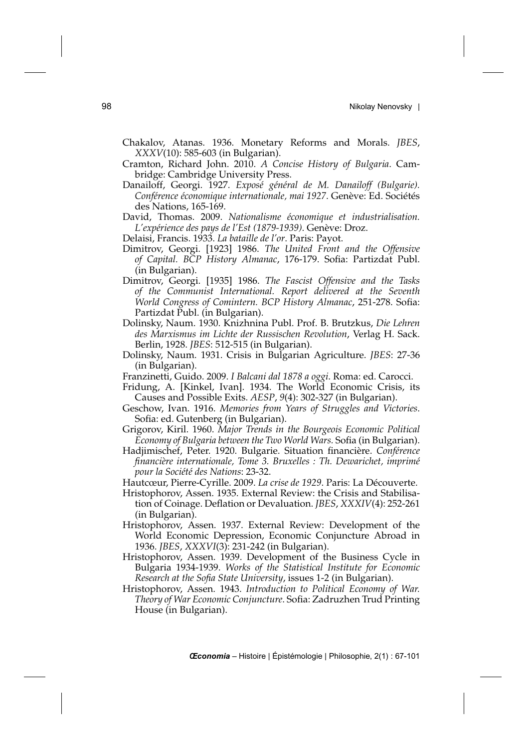Chakalov, Atanas. 1936. Monetary Reforms and Morals. *JBES*, *XXXV*(10): 585-603 (in Bulgarian).

Cramton, Richard John. 2010. *A Concise History of Bulgaria*. Cambridge: Cambridge University Press.

Danailoff, Georgi. 1927. *Exposé général de M. Danailoff (Bulgarie). Conférence économique internationale, mai 1927*. Genève: Ed. Sociétés des Nations, 165-169.

David, Thomas. 2009. *Nationalisme économique et industrialisation. L'expérience des pays de l'Est (1879-1939)*. Genève: Droz.

Delaisi, Francis. 1933. *La bataille de l'or*. Paris: Payot.

Dimitrov, Georgi. [1923] 1986. *The United Front and the Offensive of Capital. BCP History Almanac*, 176-179. Sofia: Partizdat Publ. (in Bulgarian).

Dimitrov, Georgi. [1935] 1986. *The Fascist Offensive and the Tasks of the Communist International. Report delivered at the Seventh World Congress of Comintern. BCP History Almanac*, 251-278. Sofia: Partizdat Publ. (in Bulgarian).

Dolinsky, Naum. 1930. Knizhnina Publ. Prof. B. Brutzkus, *Die Lehren des Marxismus im Lichte der Russischen Revolution*, Verlag H. Sack. Berlin, 1928. *JBES*: 512-515 (in Bulgarian).

Dolinsky, Naum. 1931. Crisis in Bulgarian Agriculture. *JBES*: 27-36 (in Bulgarian).

Franzinetti, Guido. 2009. *I Balcani dal 1878 a oggi*. Roma: ed. Carocci.

Fridung, A. [Kinkel, Ivan]. 1934. The World Economic Crisis, its Causes and Possible Exits. *AESP*, *9*(4): 302-327 (in Bulgarian).

Geschow, Ivan. 1916. *Memories from Years of Struggles and Victories*. Sofia: ed. Gutenberg (in Bulgarian).

Grigorov, Kiril. 1960. *Major Trends in the Bourgeois Economic Political Economy of Bulgaria between the Two World Wars.* Sofia (in Bulgarian).

Hadjimischef, Peter. 1920. Bulgarie. Situation financière. *Conférence financière internationale, Tome 3. Bruxelles : Th. Dewarichet, imprimé pour la Société des Nations*: 23-32.

Hautcœur, Pierre-Cyrille. 2009. *La crise de 1929*. Paris: La Découverte.

Hristophorov, Assen. 1935. External Review: the Crisis and Stabilisation of Coinage. Deflation or Devaluation. *JBES*, *XXXIV*(4): 252-261 (in Bulgarian).

Hristophorov, Assen. 1937. External Review: Development of the World Economic Depression, Economic Conjuncture Abroad in 1936. *JBES*, *XXXVI*(3): 231-242 (in Bulgarian).

Hristophorov, Assen. 1939. Development of the Business Cycle in Bulgaria 1934-1939. *Works of the Statistical Institute for Economic Research at the Sofia State University*, issues 1-2 (in Bulgarian).

Hristophorov, Assen. 1943. *Introduction to Political Economy of War. Theory of War Economic Conjuncture*. Sofia: Zadruzhen Trud Printing House (in Bulgarian).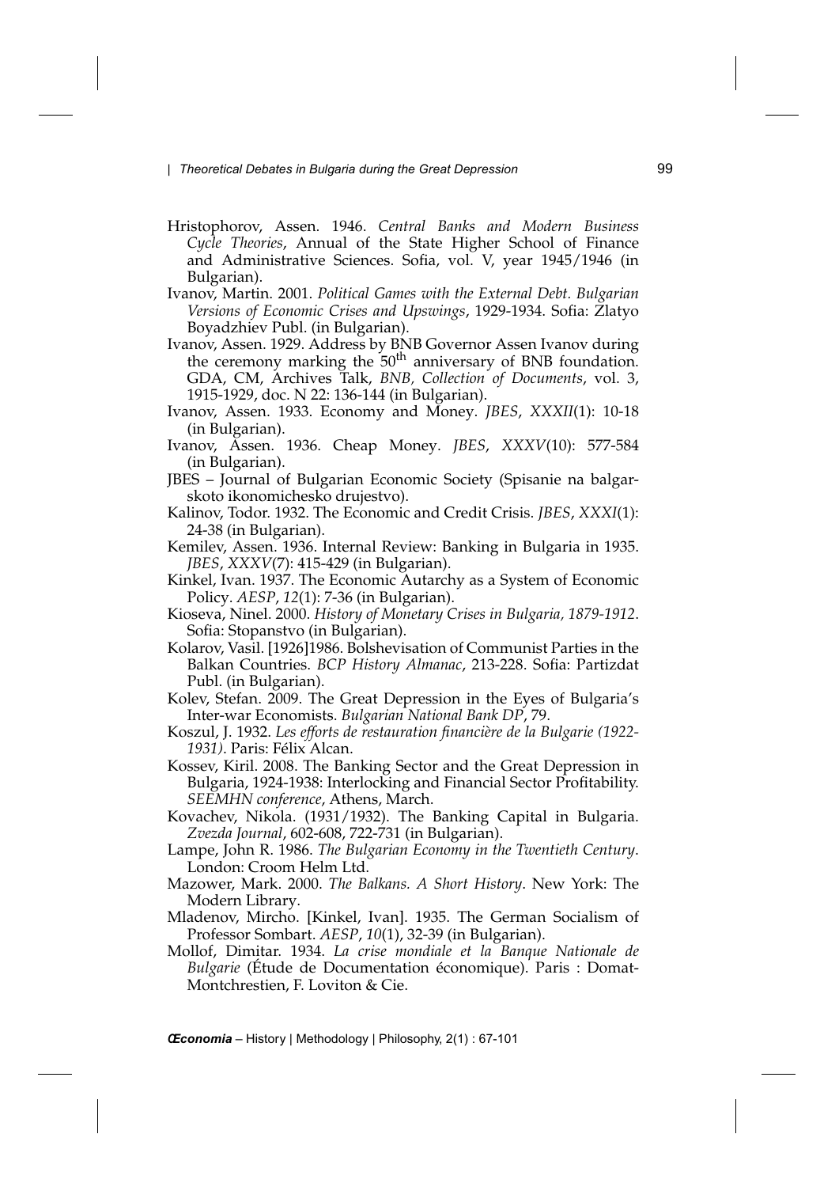Hristophorov, Assen. 1946. *Central Banks and Modern Business Cycle Theories*, Annual of the State Higher School of Finance and Administrative Sciences. Sofia, vol. V, year 1945/1946 (in Bulgarian).

Ivanov, Martin. 2001. *Political Games with the External Debt. Bulgarian Versions of Economic Crises and Upswings*, 1929-1934. Sofia: Zlatyo Boyadzhiev Publ. (in Bulgarian).

Ivanov, Assen. 1929. Address by BNB Governor Assen Ivanov during the ceremony marking the 50th anniversary of BNB foundation. GDA, CM, Archives Talk, *BNB, Collection of Documents*, vol. 3, 1915-1929, doc. N 22: 136-144 (in Bulgarian).

Ivanov, Assen. 1933. Economy and Money. *JBES*, *XXXII*(1): 10-18 (in Bulgarian).

Ivanov, Assen. 1936. Cheap Money. *JBES*, *XXXV*(10): 577-584 (in Bulgarian).

JBES – Journal of Bulgarian Economic Society (Spisanie na balgarskoto ikonomichesko drujestvo).

Kalinov, Todor. 1932. The Economic and Credit Crisis. *JBES*, *XXXI*(1): 24-38 (in Bulgarian).

Kemilev, Assen. 1936. Internal Review: Banking in Bulgaria in 1935. *JBES*, *XXXV*(7): 415-429 (in Bulgarian).

Kinkel, Ivan. 1937. The Economic Autarchy as a System of Economic Policy. *AESP*, *12*(1): 7-36 (in Bulgarian).

Kioseva, Ninel. 2000. *History of Monetary Crises in Bulgaria, 1879-1912*. Sofia: Stopanstvo (in Bulgarian).

Kolarov, Vasil. [1926]1986. Bolshevisation of Communist Parties in the Balkan Countries. *BCP History Almanac*, 213-228. Sofia: Partizdat Publ. (in Bulgarian).

Kolev, Stefan. 2009. The Great Depression in the Eyes of Bulgaria's Inter-war Economists. *Bulgarian National Bank DP*, 79.

Koszul, J. 1932. *Les efforts de restauration financière de la Bulgarie (1922-1931)*. Paris: Félix Alcan.

Kossev, Kiril. 2008. The Banking Sector and the Great Depression in Bulgaria, 1924-1938: Interlocking and Financial Sector Profitability. *SEEMHN conference*, Athens, March.

Kovachev, Nikola. (1931/1932). The Banking Capital in Bulgaria. *Zvezda Journal*, 602-608, 722-731 (in Bulgarian).

Lampe, John R. 1986. *The Bulgarian Economy in the Twentieth Century*. London: Croom Helm Ltd.

Mazower, Mark. 2000. *The Balkans. A Short History*. New York: The Modern Library.

Mladenov, Mircho. [Kinkel, Ivan]. 1935. The German Socialism of Professor Sombart. *AESP*, *10*(1), 32-39 (in Bulgarian).

Mollof, Dimitar. 1934. *La crise mondiale et la Banque Nationale de Bulgarie* (Étude de Documentation économique). Paris : Domat-Montchrestien, F. Loviton & Cie.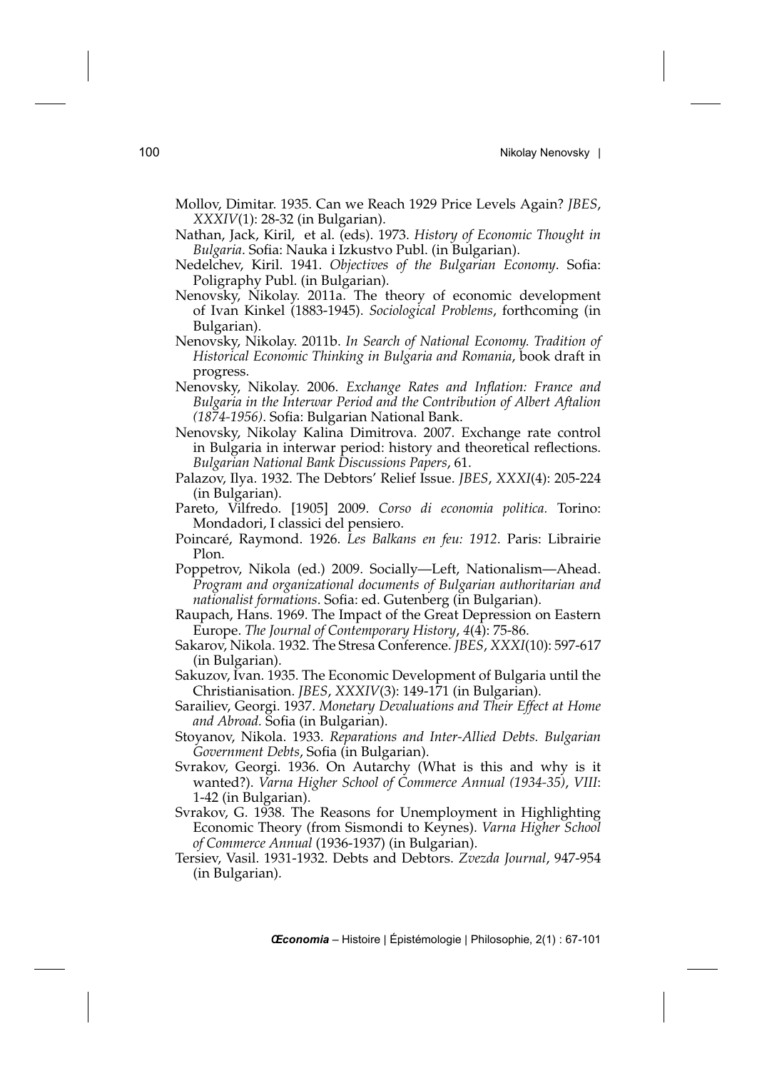Mollov, Dimitar. 1935. Can we Reach 1929 Price Levels Again? *JBES*, *XXXIV*(1): 28-32 (in Bulgarian).

Nathan, Jack, Kiril, et al. (eds). 1973. *History of Economic Thought in Bulgaria*. Sofia: Nauka i Izkustvo Publ. (in Bulgarian).

Nedelchev, Kiril. 1941. *Objectives of the Bulgarian Economy*. Sofia: Poligraphy Publ. (in Bulgarian).

Nenovsky, Nikolay. 2011a. The theory of economic development of Ivan Kinkel (1883-1945). *Sociological Problems*, forthcoming (in Bulgarian).

Nenovsky, Nikolay. 2011b. *In Search of National Economy. Tradition of Historical Economic Thinking in Bulgaria and Romania*, book draft in progress.

Nenovsky, Nikolay. 2006. *Exchange Rates and Inflation: France and Bulgaria in the Interwar Period and the Contribution of Albert Aftalion (1874-1956)*. Sofia: Bulgarian National Bank.

Nenovsky, Nikolay Kalina Dimitrova. 2007. Exchange rate control in Bulgaria in interwar period: history and theoretical reflections. *Bulgarian National Bank Discussions Papers*, 61.

Palazov, Ilya. 1932. The Debtors' Relief Issue. *JBES*, *XXXI*(4): 205-224 (in Bulgarian).

Pareto, Vilfredo. [1905] 2009. *Corso di economia politica.* Torino: Mondadori, I classici del pensiero.

Poincaré, Raymond. 1926. *Les Balkans en feu: 1912*. Paris: Librairie Plon.

Poppetrov, Nikola (ed.) 2009. Socially—Left, Nationalism—Ahead. *Program and organizational documents of Bulgarian authoritarian and nationalist formations*. Sofia: ed. Gutenberg (in Bulgarian).

Raupach, Hans. 1969. The Impact of the Great Depression on Eastern Europe. *The Journal of Contemporary History*, *4*(4): 75-86.

Sakarov, Nikola. 1932. The Stresa Conference. *JBES*, *XXXI*(10): 597-617 (in Bulgarian).

Sakuzov, Ivan. 1935. The Economic Development of Bulgaria until the Christianisation. *JBES*, *XXXIV*(3): 149-171 (in Bulgarian).

Sarailiev, Georgi. 1937. *Monetary Devaluations and Their Effect at Home and Abroad.* Sofia (in Bulgarian).

Stoyanov, Nikola. 1933. *Reparations and Inter-Allied Debts. Bulgarian Government Debts*, Sofia (in Bulgarian).

Svrakov, Georgi. 1936. On Autarchy (What is this and why is it wanted?). *Varna Higher School of Commerce Annual (1934-35)*, *VIII*: 1-42 (in Bulgarian).

Svrakov, G. 1938. The Reasons for Unemployment in Highlighting Economic Theory (from Sismondi to Keynes). *Varna Higher School of Commerce Annual* (1936-1937) (in Bulgarian).

Tersiev, Vasil. 1931-1932. Debts and Debtors. *Zvezda Journal*, 947-954 (in Bulgarian).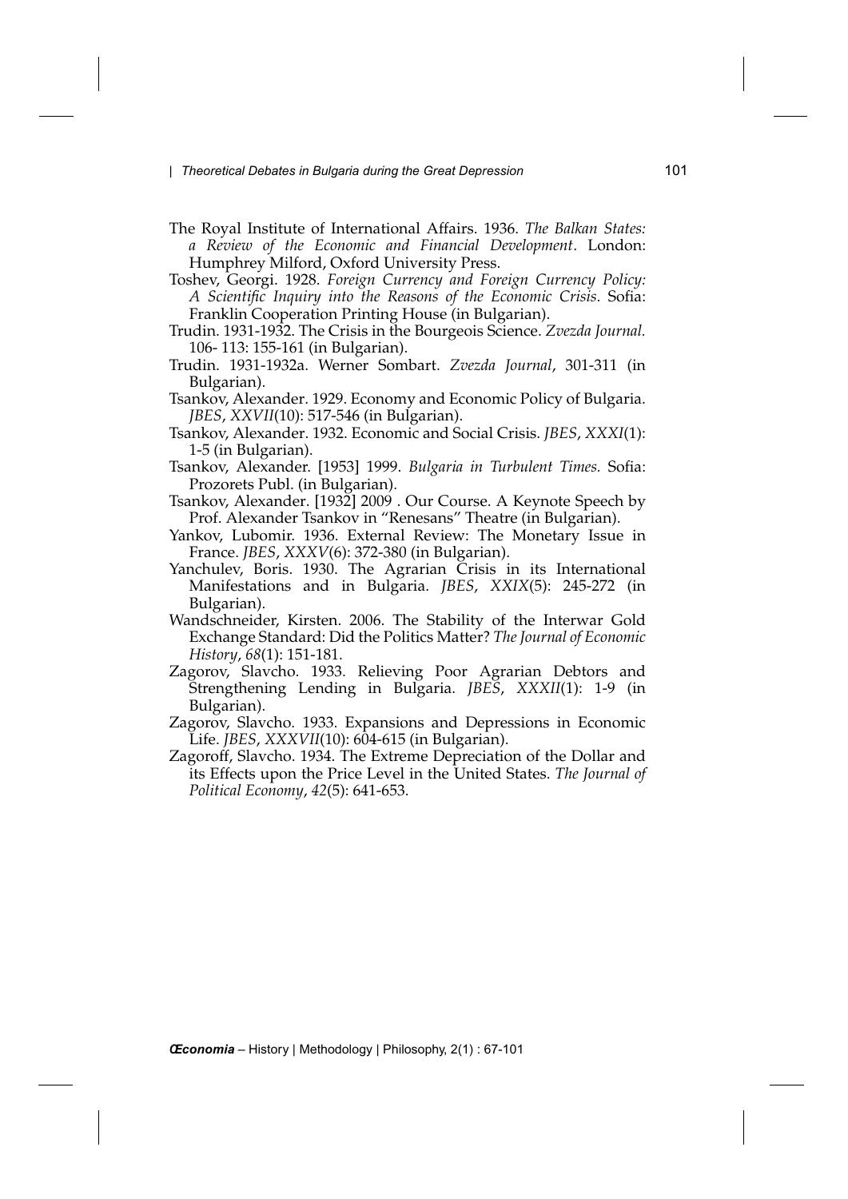The Royal Institute of International Affairs. 1936. *The Balkan States: a Review of the Economic and Financial Development*. London: Humphrey Milford, Oxford University Press.

Toshev, Georgi. 1928. *Foreign Currency and Foreign Currency Policy: A Scientific Inquiry into the Reasons of the Economic Crisis*. Sofia: Franklin Cooperation Printing House (in Bulgarian).

Trudin. 1931-1932. The Crisis in the Bourgeois Science. *Zvezda Journal.* 106- 113: 155-161 (in Bulgarian).

Trudin. 1931-1932a. Werner Sombart. *Zvezda Journal*, 301-311 (in Bulgarian).

Tsankov, Alexander. 1929. Economy and Economic Policy of Bulgaria. *JBES*, *XXVII*(10): 517-546 (in Bulgarian).

Tsankov, Alexander. 1932. Economic and Social Crisis. *JBES*, *XXXI*(1): 1-5 (in Bulgarian).

Tsankov, Alexander. [1953] 1999. *Bulgaria in Turbulent Times.* Sofia: Prozorets Publ. (in Bulgarian).

Tsankov, Alexander. [1932] 2009 . Our Course. A Keynote Speech by Prof. Alexander Tsankov in "Renesans" Theatre (in Bulgarian).

Yankov, Lubomir. 1936. External Review: The Monetary Issue in France. *JBES*, *XXXV*(6): 372-380 (in Bulgarian).

Yanchulev, Boris. 1930. The Agrarian Crisis in its International Manifestations and in Bulgaria. *JBES*, *XXIX*(5): 245-272 (in Bulgarian).

Wandschneider, Kirsten. 2006. The Stability of the Interwar Gold Exchange Standard: Did the Politics Matter? *The Journal of Economic History*, *68*(1): 151-181.

Zagorov, Slavcho. 1933. Relieving Poor Agrarian Debtors and Strengthening Lending in Bulgaria. *JBES*, *XXXII*(1): 1-9 (in Bulgarian).

Zagorov, Slavcho. 1933. Expansions and Depressions in Economic Life. *JBES*, *XXXVII*(10): 604-615 (in Bulgarian).

Zagoroff, Slavcho. 1934. The Extreme Depreciation of the Dollar and its Effects upon the Price Level in the United States. *The Journal of Political Economy*, *42*(5): 641-653.